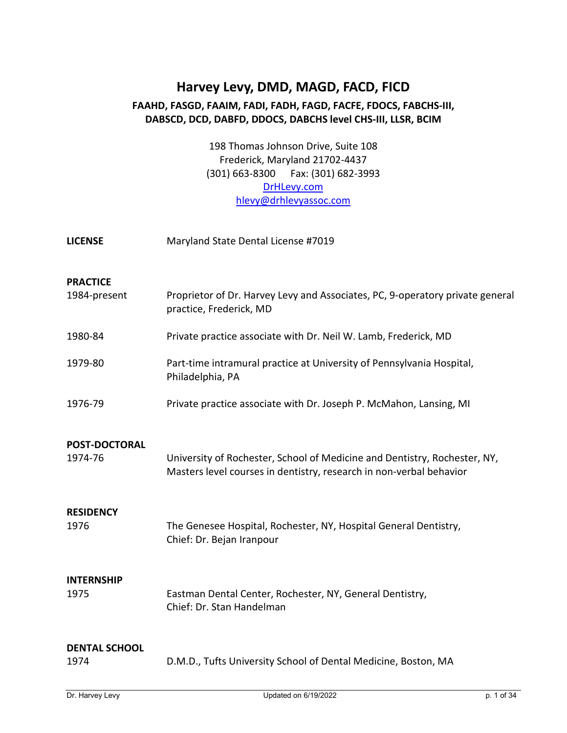# Harvey Levy, DMD, MAGD, FACD, FICD

### FAAHD, FASGD, FAAIM, FADI, FADH, FAGD, FACFE, FDOCS, FABCHS-III, DABSCD, DCD, DABFD, DDOCS, DABCHS level CHS-III, LLSR, BCIM

198 Thomas Johnson Drive, Suite 108
Frederick, Maryland 21702-4437
(301) 663-8300 Fax: (301) 682-3993
[DrHLevy.com](DrHLevy.com)
[hlevy@drhlevyassoc.com](mailto:hlevy@drhlevyassoc.com)

**LICENSE** Maryland State Dental License #7019

**PRACTICE**

| | |
|---|---|
| 1984-present | Proprietor of Dr. Harvey Levy and Associates, PC, 9-operatory private general practice, Frederick, MD |
| 1980-84 | Private practice associate with Dr. Neil W. Lamb, Frederick, MD |
| 1979-80 | Part-time intramural practice at University of Pennsylvania Hospital, Philadelphia, PA |
| 1976-79 | Private practice associate with Dr. Joseph P. McMahon, Lansing, MI |

**POST-DOCTORAL**

| | |
|---|---|
| 1974-76 | University of Rochester, School of Medicine and Dentistry, Rochester, NY, Masters level courses in dentistry, research in non-verbal behavior |

**RESIDENCY**

| | |
|---|---|
| 1976 | The Genesee Hospital, Rochester, NY, Hospital General Dentistry, Chief: Dr. Bejan Iranpour |

**INTERNSHIP**

| | |
|---|---|
| 1975 | Eastman Dental Center, Rochester, NY, General Dentistry, Chief: Dr. Stan Handelman |

**DENTAL SCHOOL**

| | |
|---|---|
| 1974 | D.M.D., Tufts University School of Dental Medicine, Boston, MA |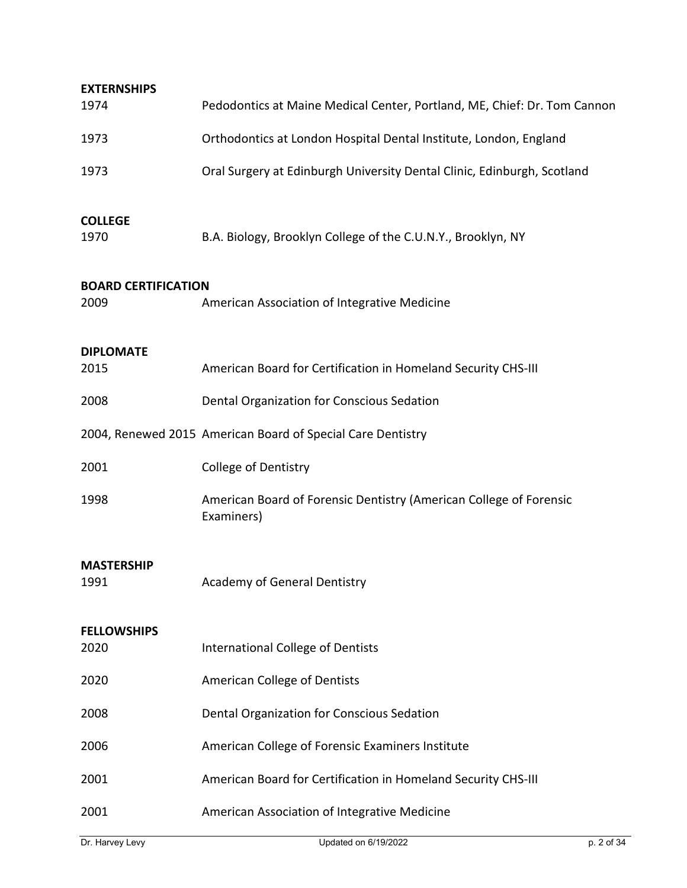## EXTERNSHIPS

| | |
|---|---|
| 1974 | Pedodontics at Maine Medical Center, Portland, ME, Chief: Dr. Tom Cannon |
| 1973 | Orthodontics at London Hospital Dental Institute, London, England |
| 1973 | Oral Surgery at Edinburgh University Dental Clinic, Edinburgh, Scotland |

## COLLEGE

| | |
|---|---|
| 1970 | B.A. Biology, Brooklyn College of the C.U.N.Y., Brooklyn, NY |

## BOARD CERTIFICATION

| | |
|---|---|
| 2009 | American Association of Integrative Medicine |

## DIPLOMATE

| | |
|---|---|
| 2015 | American Board for Certification in Homeland Security CHS-III |
| 2008 | Dental Organization for Conscious Sedation |
| 2004, Renewed 2015 | American Board of Special Care Dentistry |
| 2001 | College of Dentistry |
| 1998 | American Board of Forensic Dentistry (American College of Forensic Examiners) |

## MASTERSHIP

| | |
|---|---|
| 1991 | Academy of General Dentistry |

## FELLOWSHIPS

| | |
|---|---|
| 2020 | International College of Dentists |
| 2020 | American College of Dentists |
| 2008 | Dental Organization for Conscious Sedation |
| 2006 | American College of Forensic Examiners Institute |
| 2001 | American Board for Certification in Homeland Security CHS-III |
| 2001 | American Association of Integrative Medicine |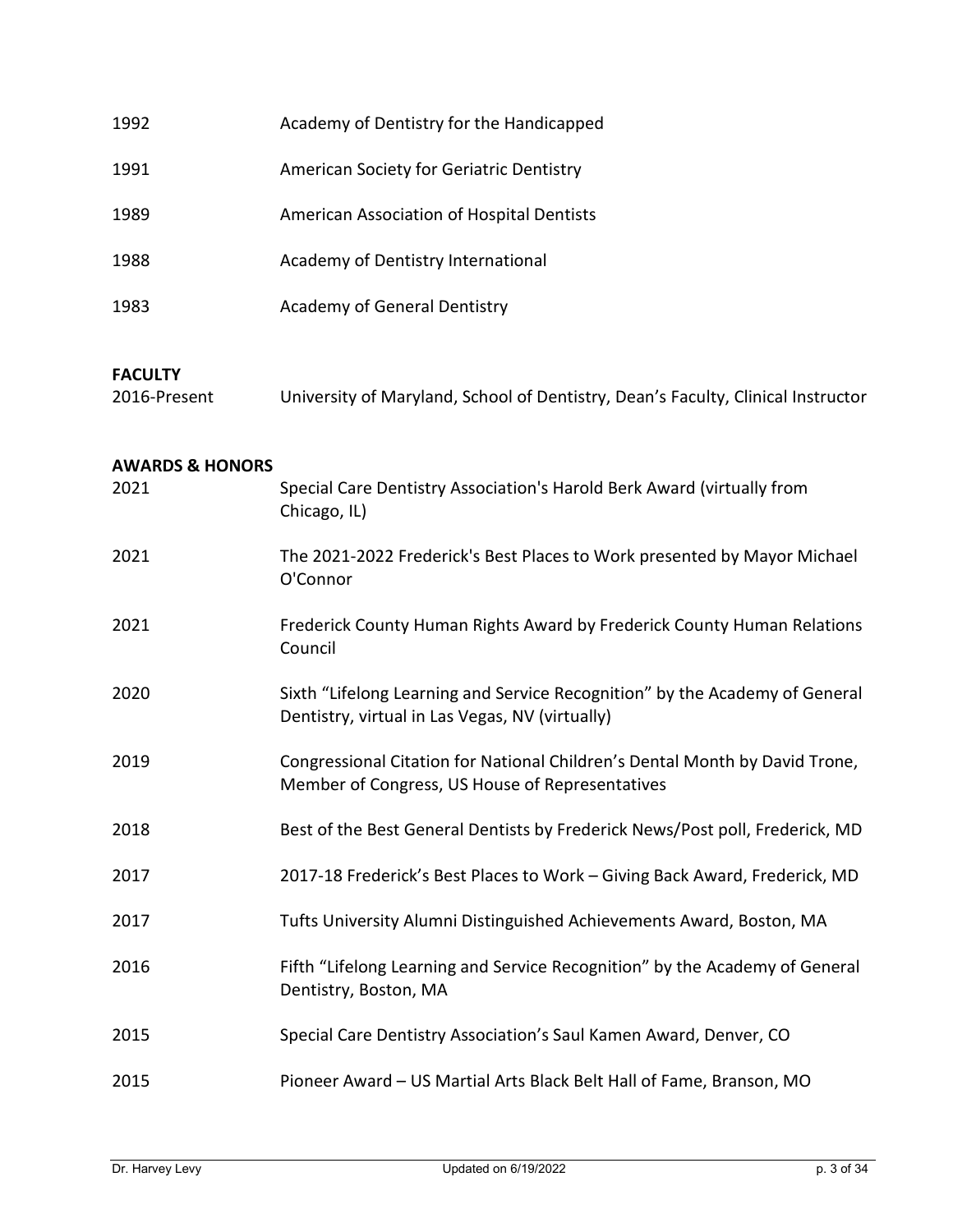| | |
|---|---|
| 1992 | Academy of Dentistry for the Handicapped |
| 1991 | American Society for Geriatric Dentistry |
| 1989 | American Association of Hospital Dentists |
| 1988 | Academy of Dentistry International |
| 1983 | Academy of General Dentistry |

**FACULTY**

| | |
|---|---|
| 2016-Present | University of Maryland, School of Dentistry, Dean's Faculty, Clinical Instructor |

**AWARDS & HONORS**

| | |
|---|---|
| 2021 | Special Care Dentistry Association's Harold Berk Award (virtually from Chicago, IL) |
| 2021 | The 2021-2022 Frederick's Best Places to Work presented by Mayor Michael O'Connor |
| 2021 | Frederick County Human Rights Award by Frederick County Human Relations Council |
| 2020 | Sixth "Lifelong Learning and Service Recognition" by the Academy of General Dentistry, virtual in Las Vegas, NV (virtually) |
| 2019 | Congressional Citation for National Children's Dental Month by David Trone, Member of Congress, US House of Representatives |
| 2018 | Best of the Best General Dentists by Frederick News/Post poll, Frederick, MD |
| 2017 | 2017-18 Frederick's Best Places to Work – Giving Back Award, Frederick, MD |
| 2017 | Tufts University Alumni Distinguished Achievements Award, Boston, MA |
| 2016 | Fifth "Lifelong Learning and Service Recognition" by the Academy of General Dentistry, Boston, MA |
| 2015 | Special Care Dentistry Association's Saul Kamen Award, Denver, CO |
| 2015 | Pioneer Award – US Martial Arts Black Belt Hall of Fame, Branson, MO |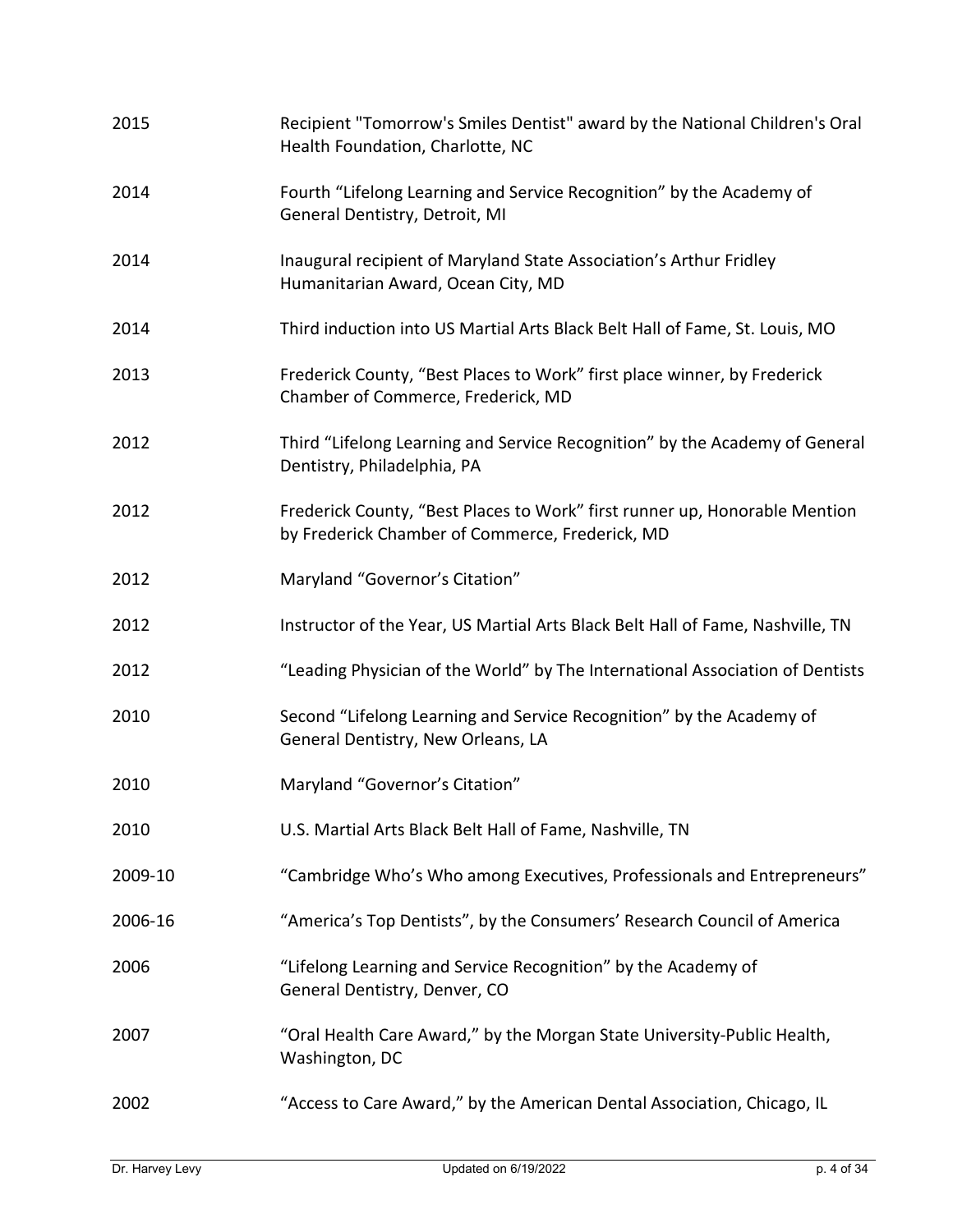| | |
|---|---|
| 2015 | Recipient "Tomorrow's Smiles Dentist" award by the National Children's Oral Health Foundation, Charlotte, NC |
| 2014 | Fourth “Lifelong Learning and Service Recognition” by the Academy of General Dentistry, Detroit, MI |
| 2014 | Inaugural recipient of Maryland State Association’s Arthur Fridley Humanitarian Award, Ocean City, MD |
| 2014 | Third induction into US Martial Arts Black Belt Hall of Fame, St. Louis, MO |
| 2013 | Frederick County, “Best Places to Work” first place winner, by Frederick Chamber of Commerce, Frederick, MD |
| 2012 | Third “Lifelong Learning and Service Recognition” by the Academy of General Dentistry, Philadelphia, PA |
| 2012 | Frederick County, “Best Places to Work” first runner up, Honorable Mention by Frederick Chamber of Commerce, Frederick, MD |
| 2012 | Maryland “Governor’s Citation” |
| 2012 | Instructor of the Year, US Martial Arts Black Belt Hall of Fame, Nashville, TN |
| 2012 | “Leading Physician of the World” by The International Association of Dentists |
| 2010 | Second “Lifelong Learning and Service Recognition” by the Academy of General Dentistry, New Orleans, LA |
| 2010 | Maryland “Governor’s Citation” |
| 2010 | U.S. Martial Arts Black Belt Hall of Fame, Nashville, TN |
| 2009-10 | “Cambridge Who’s Who among Executives, Professionals and Entrepreneurs” |
| 2006-16 | “America’s Top Dentists”, by the Consumers’ Research Council of America |
| 2006 | “Lifelong Learning and Service Recognition” by the Academy of General Dentistry, Denver, CO |
| 2007 | “Oral Health Care Award,” by the Morgan State University-Public Health, Washington, DC |
| 2002 | “Access to Care Award,” by the American Dental Association, Chicago, IL |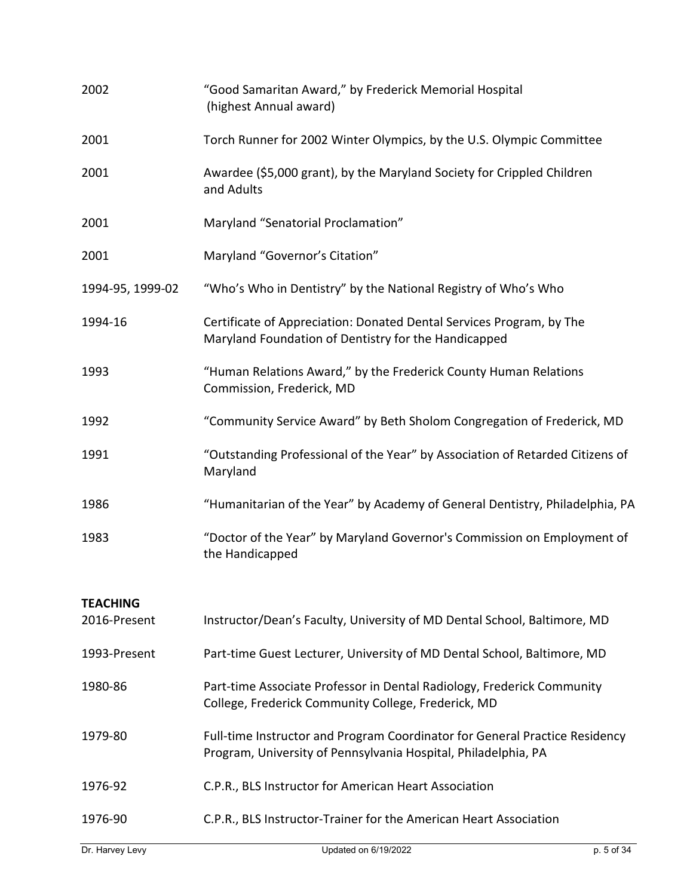| | |
|---|---|
| 2002 | "Good Samaritan Award," by Frederick Memorial Hospital (highest Annual award) |
| 2001 | Torch Runner for 2002 Winter Olympics, by the U.S. Olympic Committee |
| 2001 | Awardee ($5,000 grant), by the Maryland Society for Crippled Children and Adults |
| 2001 | Maryland "Senatorial Proclamation" |
| 2001 | Maryland "Governor's Citation" |
| 1994-95, 1999-02 | "Who's Who in Dentistry" by the National Registry of Who's Who |
| 1994-16 | Certificate of Appreciation: Donated Dental Services Program, by The Maryland Foundation of Dentistry for the Handicapped |
| 1993 | "Human Relations Award," by the Frederick County Human Relations Commission, Frederick, MD |
| 1992 | "Community Service Award" by Beth Sholom Congregation of Frederick, MD |
| 1991 | "Outstanding Professional of the Year" by Association of Retarded Citizens of Maryland |
| 1986 | "Humanitarian of the Year" by Academy of General Dentistry, Philadelphia, PA |
| 1983 | "Doctor of the Year" by Maryland Governor's Commission on Employment of the Handicapped |

**TEACHING**

| | |
|---|---|
| 2016-Present | Instructor/Dean's Faculty, University of MD Dental School, Baltimore, MD |
| 1993-Present | Part-time Guest Lecturer, University of MD Dental School, Baltimore, MD |
| 1980-86 | Part-time Associate Professor in Dental Radiology, Frederick Community College, Frederick Community College, Frederick, MD |
| 1979-80 | Full-time Instructor and Program Coordinator for General Practice Residency Program, University of Pennsylvania Hospital, Philadelphia, PA |
| 1976-92 | C.P.R., BLS Instructor for American Heart Association |
| 1976-90 | C.P.R., BLS Instructor-Trainer for the American Heart Association |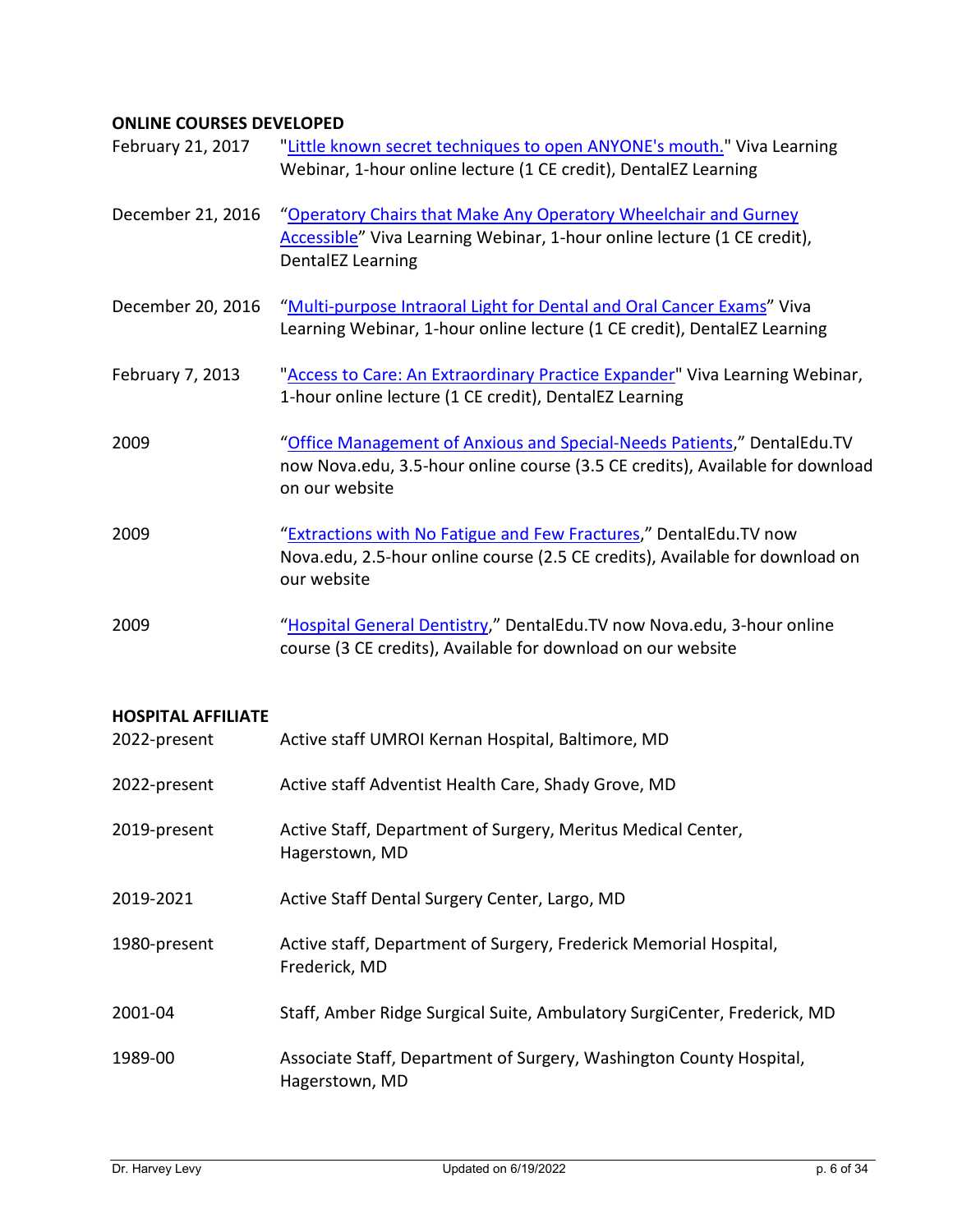**ONLINE COURSES DEVELOPED**

| | |
|---|---|
| February 21, 2017 | "Little known secret techniques to open ANYONE's mouth." Viva Learning Webinar, 1-hour online lecture (1 CE credit), DentalEZ Learning |
| December 21, 2016 | "Operatory Chairs that Make Any Operatory Wheelchair and Gurney Accessible" Viva Learning Webinar, 1-hour online lecture (1 CE credit), DentalEZ Learning |
| December 20, 2016 | "Multi-purpose Intraoral Light for Dental and Oral Cancer Exams" Viva Learning Webinar, 1-hour online lecture (1 CE credit), DentalEZ Learning |
| February 7, 2013 | "Access to Care: An Extraordinary Practice Expander" Viva Learning Webinar, 1-hour online lecture (1 CE credit), DentalEZ Learning |
| 2009 | "Office Management of Anxious and Special-Needs Patients," DentalEdu.TV now Nova.edu, 3.5-hour online course (3.5 CE credits), Available for download on our website |
| 2009 | "Extractions with No Fatigue and Few Fractures," DentalEdu.TV now Nova.edu, 2.5-hour online course (2.5 CE credits), Available for download on our website |
| 2009 | "Hospital General Dentistry," DentalEdu.TV now Nova.edu, 3-hour online course (3 CE credits), Available for download on our website |

**HOSPITAL AFFILIATE**

| | |
|---|---|
| 2022-present | Active staff UMROI Kernan Hospital, Baltimore, MD |
| 2022-present | Active staff Adventist Health Care, Shady Grove, MD |
| 2019-present | Active Staff, Department of Surgery, Meritus Medical Center, Hagerstown, MD |
| 2019-2021 | Active Staff Dental Surgery Center, Largo, MD |
| 1980-present | Active staff, Department of Surgery, Frederick Memorial Hospital, Frederick, MD |
| 2001-04 | Staff, Amber Ridge Surgical Suite, Ambulatory SurgiCenter, Frederick, MD |
| 1989-00 | Associate Staff, Department of Surgery, Washington County Hospital, Hagerstown, MD |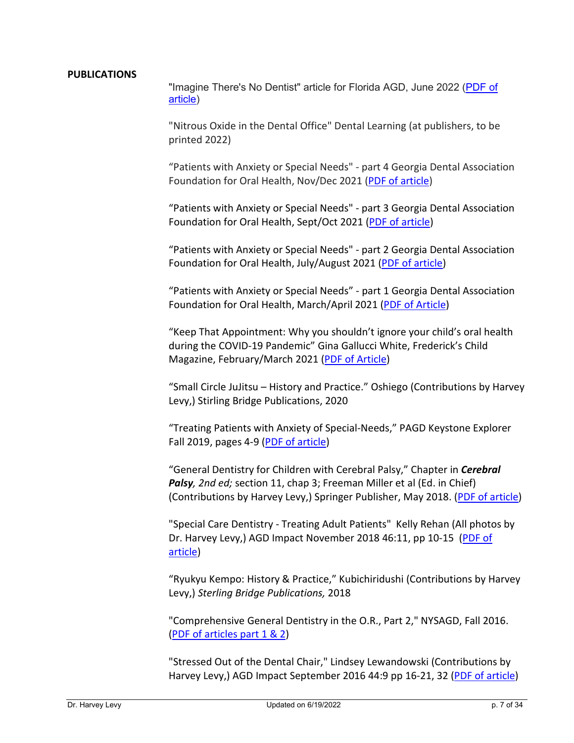## PUBLICATIONS

"Imagine There's No Dentist" article for Florida AGD, June 2022 (PDF of article)

"Nitrous Oxide in the Dental Office" Dental Learning (at publishers, to be printed 2022)

"Patients with Anxiety or Special Needs" - part 4 Georgia Dental Association Foundation for Oral Health, Nov/Dec 2021 (PDF of article)

"Patients with Anxiety or Special Needs" - part 3 Georgia Dental Association Foundation for Oral Health, Sept/Oct 2021 (PDF of article)

"Patients with Anxiety or Special Needs" - part 2 Georgia Dental Association Foundation for Oral Health, July/August 2021 (PDF of article)

"Patients with Anxiety or Special Needs" - part 1 Georgia Dental Association Foundation for Oral Health, March/April 2021 (PDF of Article)

"Keep That Appointment: Why you shouldn't ignore your child's oral health during the COVID-19 Pandemic" Gina Gallucci White, Frederick's Child Magazine, February/March 2021 (PDF of Article)

"Small Circle JuJitsu – History and Practice." Oshiego (Contributions by Harvey Levy,) Stirling Bridge Publications, 2020

"Treating Patients with Anxiety of Special-Needs," PAGD Keystone Explorer Fall 2019, pages 4-9 (PDF of article)

"General Dentistry for Children with Cerebral Palsy," Chapter in ***Cerebral Palsy****, 2nd ed;* section 11, chap 3; Freeman Miller et al (Ed. in Chief) (Contributions by Harvey Levy,) Springer Publisher, May 2018. (PDF of article)

"Special Care Dentistry - Treating Adult Patients" Kelly Rehan (All photos by Dr. Harvey Levy,) AGD Impact November 2018 46:11, pp 10-15 (PDF of article)

"Ryukyu Kempo: History & Practice," Kubichiridushi (Contributions by Harvey Levy,) *Sterling Bridge Publications,* 2018

"Comprehensive General Dentistry in the O.R., Part 2," NYSAGD, Fall 2016. (PDF of articles part 1 & 2)

"Stressed Out of the Dental Chair," Lindsey Lewandowski (Contributions by Harvey Levy,) AGD Impact September 2016 44:9 pp 16-21, 32 (PDF of article)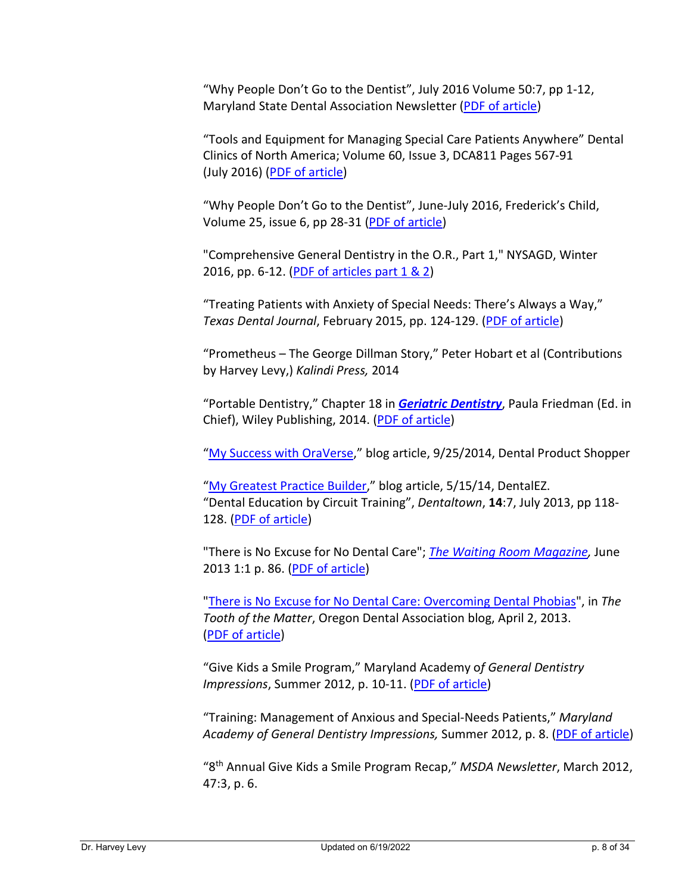“Why People Don’t Go to the Dentist”, July 2016 Volume 50:7, pp 1-12, Maryland State Dental Association Newsletter (PDF of article)

“Tools and Equipment for Managing Special Care Patients Anywhere” Dental Clinics of North America; Volume 60, Issue 3, DCA811 Pages 567-91 (July 2016) (PDF of article)

“Why People Don’t Go to the Dentist”, June-July 2016, Frederick’s Child, Volume 25, issue 6, pp 28-31 (PDF of article)

"Comprehensive General Dentistry in the O.R., Part 1," NYSAGD, Winter 2016, pp. 6-12. (PDF of articles part 1 & 2)

“Treating Patients with Anxiety of Special Needs: There’s Always a Way,” *Texas Dental Journal*, February 2015, pp. 124-129. (PDF of article)

“Prometheus – The George Dillman Story,” Peter Hobart et al (Contributions by Harvey Levy,) *Kalindi Press,* 2014

“Portable Dentistry,” Chapter 18 in ***Geriatric Dentistry***, Paula Friedman (Ed. in Chief), Wiley Publishing, 2014. (PDF of article)

“My Success with OraVerse,” blog article, 9/25/2014, Dental Product Shopper

“My Greatest Practice Builder,” blog article, 5/15/14, DentalEZ.
“Dental Education by Circuit Training”, *Dentaltown*, **14**:7, July 2013, pp 118-128. (PDF of article)

"There is No Excuse for No Dental Care"; *The Waiting Room Magazine,* June 2013 1:1 p. 86. (PDF of article)

"There is No Excuse for No Dental Care: Overcoming Dental Phobias", in *The Tooth of the Matter*, Oregon Dental Association blog, April 2, 2013. (PDF of article)

“Give Kids a Smile Program,” Maryland Academy o*f General Dentistry Impressions*, Summer 2012, p. 10-11. (PDF of article)

“Training: Management of Anxious and Special-Needs Patients,” *Maryland Academy of General Dentistry Impressions,* Summer 2012, p. 8. (PDF of article)

“8th Annual Give Kids a Smile Program Recap,” *MSDA Newsletter*, March 2012, 47:3, p. 6.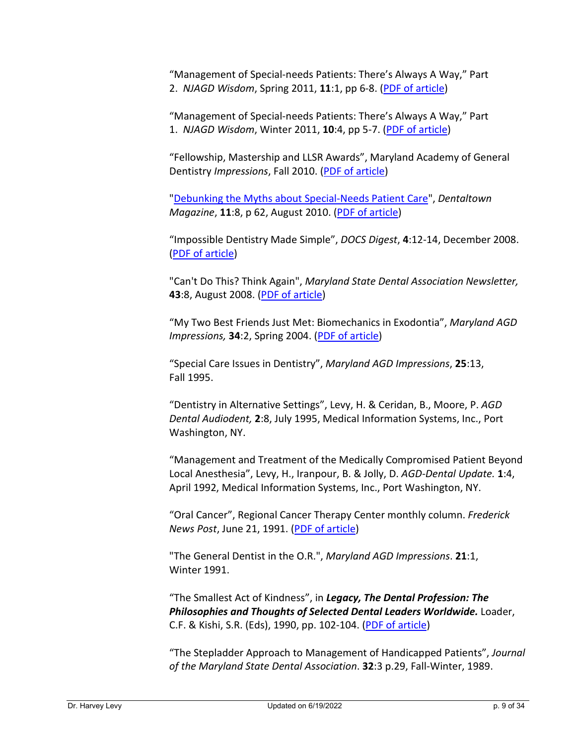“Management of Special-needs Patients: There’s Always A Way,” Part 2. *NJAGD Wisdom*, Spring 2011, **11**:1, pp 6-8. (PDF of article)

“Management of Special-needs Patients: There’s Always A Way,” Part 1. *NJAGD Wisdom*, Winter 2011, **10**:4, pp 5-7. (PDF of article)

“Fellowship, Mastership and LLSR Awards”, Maryland Academy of General Dentistry *Impressions*, Fall 2010. (PDF of article)

"Debunking the Myths about Special-Needs Patient Care", *Dentaltown Magazine*, **11**:8, p 62, August 2010. (PDF of article)

“Impossible Dentistry Made Simple”, *DOCS Digest*, **4**:12-14, December 2008. (PDF of article)

"Can't Do This? Think Again", *Maryland State Dental Association Newsletter,* **43**:8, August 2008. (PDF of article)

“My Two Best Friends Just Met: Biomechanics in Exodontia”, *Maryland AGD Impressions,* **34**:2, Spring 2004. (PDF of article)

“Special Care Issues in Dentistry”, *Maryland AGD Impressions*, **25**:13, Fall 1995.

“Dentistry in Alternative Settings”, Levy, H. & Ceridan, B., Moore, P. *AGD Dental Audiodent,* **2**:8, July 1995, Medical Information Systems, Inc., Port Washington, NY.

“Management and Treatment of the Medically Compromised Patient Beyond Local Anesthesia”, Levy, H., Iranpour, B. & Jolly, D. *AGD-Dental Update.* **1**:4, April 1992, Medical Information Systems, Inc., Port Washington, NY.

“Oral Cancer”, Regional Cancer Therapy Center monthly column. *Frederick News Post*, June 21, 1991. (PDF of article)

"The General Dentist in the O.R.", *Maryland AGD Impressions*. **21**:1, Winter 1991.

“The Smallest Act of Kindness”, in ***Legacy, The Dental Profession: The Philosophies and Thoughts of Selected Dental Leaders Worldwide.*** Loader, C.F. & Kishi, S.R. (Eds), 1990, pp. 102-104. (PDF of article)

“The Stepladder Approach to Management of Handicapped Patients”, *Journal of the Maryland State Dental Association*. **32**:3 p.29, Fall-Winter, 1989.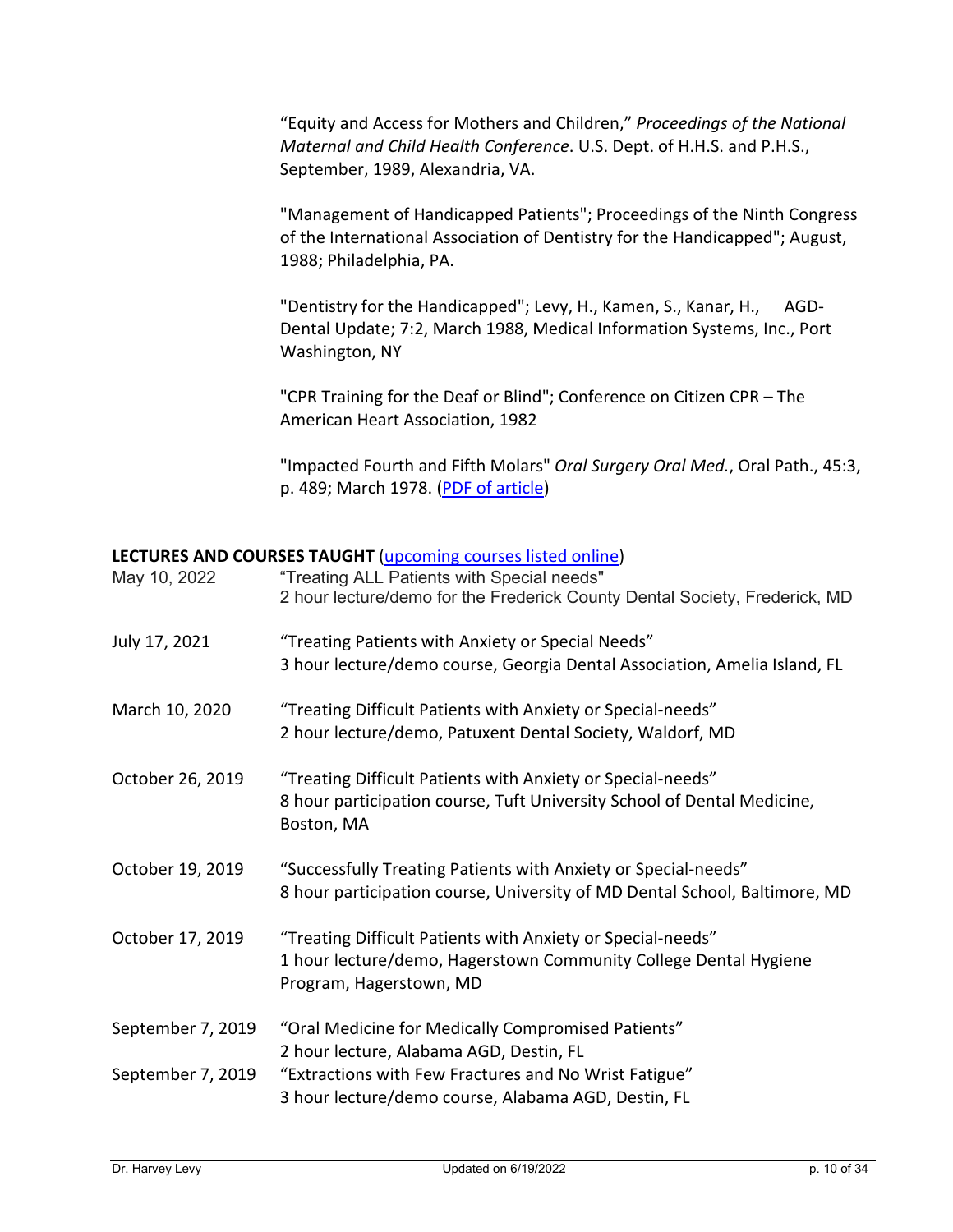"Equity and Access for Mothers and Children," *Proceedings of the National Maternal and Child Health Conference*. U.S. Dept. of H.H.S. and P.H.S., September, 1989, Alexandria, VA.

"Management of Handicapped Patients"; Proceedings of the Ninth Congress of the International Association of Dentistry for the Handicapped"; August, 1988; Philadelphia, PA.

"Dentistry for the Handicapped"; Levy, H., Kamen, S., Kanar, H., AGD-Dental Update; 7:2, March 1988, Medical Information Systems, Inc., Port Washington, NY

"CPR Training for the Deaf or Blind"; Conference on Citizen CPR – The American Heart Association, 1982

"Impacted Fourth and Fifth Molars" *Oral Surgery Oral Med.*, Oral Path., 45:3, p. 489; March 1978. (PDF of article)

**LECTURES AND COURSES TAUGHT** (upcoming courses listed online)

| | |
|---|---|
| May 10, 2022 | "Treating ALL Patients with Special needs"<br>2 hour lecture/demo for the Frederick County Dental Society, Frederick, MD |
| July 17, 2021 | "Treating Patients with Anxiety or Special Needs"<br>3 hour lecture/demo course, Georgia Dental Association, Amelia Island, FL |
| March 10, 2020 | "Treating Difficult Patients with Anxiety or Special-needs"<br>2 hour lecture/demo, Patuxent Dental Society, Waldorf, MD |
| October 26, 2019 | "Treating Difficult Patients with Anxiety or Special-needs"<br>8 hour participation course, Tuft University School of Dental Medicine, Boston, MA |
| October 19, 2019 | "Successfully Treating Patients with Anxiety or Special-needs"<br>8 hour participation course, University of MD Dental School, Baltimore, MD |
| October 17, 2019 | "Treating Difficult Patients with Anxiety or Special-needs"<br>1 hour lecture/demo, Hagerstown Community College Dental Hygiene Program, Hagerstown, MD |
| September 7, 2019 | "Oral Medicine for Medically Compromised Patients"<br>2 hour lecture, Alabama AGD, Destin, FL |
| September 7, 2019 | "Extractions with Few Fractures and No Wrist Fatigue"<br>3 hour lecture/demo course, Alabama AGD, Destin, FL |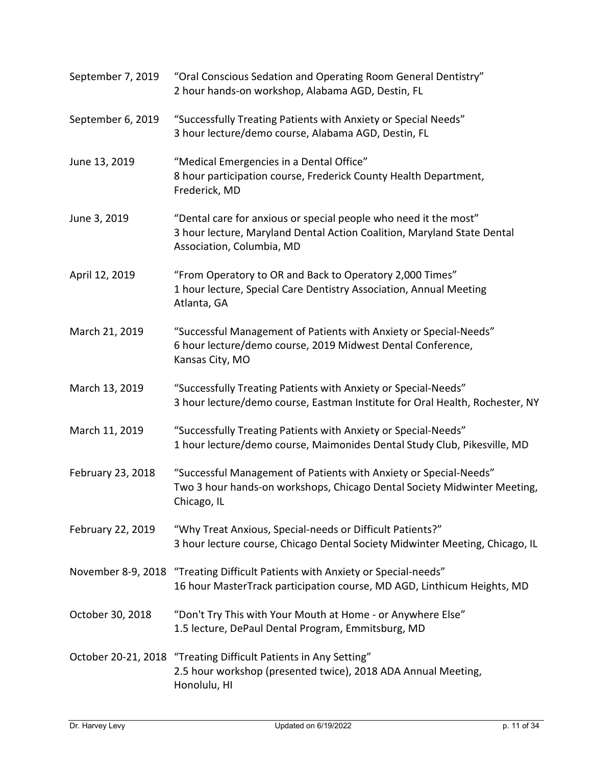| | |
|---|---|
| September 7, 2019 | "Oral Conscious Sedation and Operating Room General Dentistry"<br>2 hour hands-on workshop, Alabama AGD, Destin, FL |
| September 6, 2019 | "Successfully Treating Patients with Anxiety or Special Needs"<br>3 hour lecture/demo course, Alabama AGD, Destin, FL |
| June 13, 2019 | "Medical Emergencies in a Dental Office"<br>8 hour participation course, Frederick County Health Department, Frederick, MD |
| June 3, 2019 | "Dental care for anxious or special people who need it the most"<br>3 hour lecture, Maryland Dental Action Coalition, Maryland State Dental Association, Columbia, MD |
| April 12, 2019 | "From Operatory to OR and Back to Operatory 2,000 Times"<br>1 hour lecture, Special Care Dentistry Association, Annual Meeting Atlanta, GA |
| March 21, 2019 | "Successful Management of Patients with Anxiety or Special-Needs"<br>6 hour lecture/demo course, 2019 Midwest Dental Conference, Kansas City, MO |
| March 13, 2019 | "Successfully Treating Patients with Anxiety or Special-Needs"<br>3 hour lecture/demo course, Eastman Institute for Oral Health, Rochester, NY |
| March 11, 2019 | "Successfully Treating Patients with Anxiety or Special-Needs"<br>1 hour lecture/demo course, Maimonides Dental Study Club, Pikesville, MD |
| February 23, 2018 | "Successful Management of Patients with Anxiety or Special-Needs"<br>Two 3 hour hands-on workshops, Chicago Dental Society Midwinter Meeting, Chicago, IL |
| February 22, 2019 | "Why Treat Anxious, Special-needs or Difficult Patients?"<br>3 hour lecture course, Chicago Dental Society Midwinter Meeting, Chicago, IL |
| November 8-9, 2018 | "Treating Difficult Patients with Anxiety or Special-needs"<br>16 hour MasterTrack participation course, MD AGD, Linthicum Heights, MD |
| October 30, 2018 | "Don't Try This with Your Mouth at Home - or Anywhere Else"<br>1.5 lecture, DePaul Dental Program, Emmitsburg, MD |
| October 20-21, 2018 | "Treating Difficult Patients in Any Setting"<br>2.5 hour workshop (presented twice), 2018 ADA Annual Meeting, Honolulu, HI |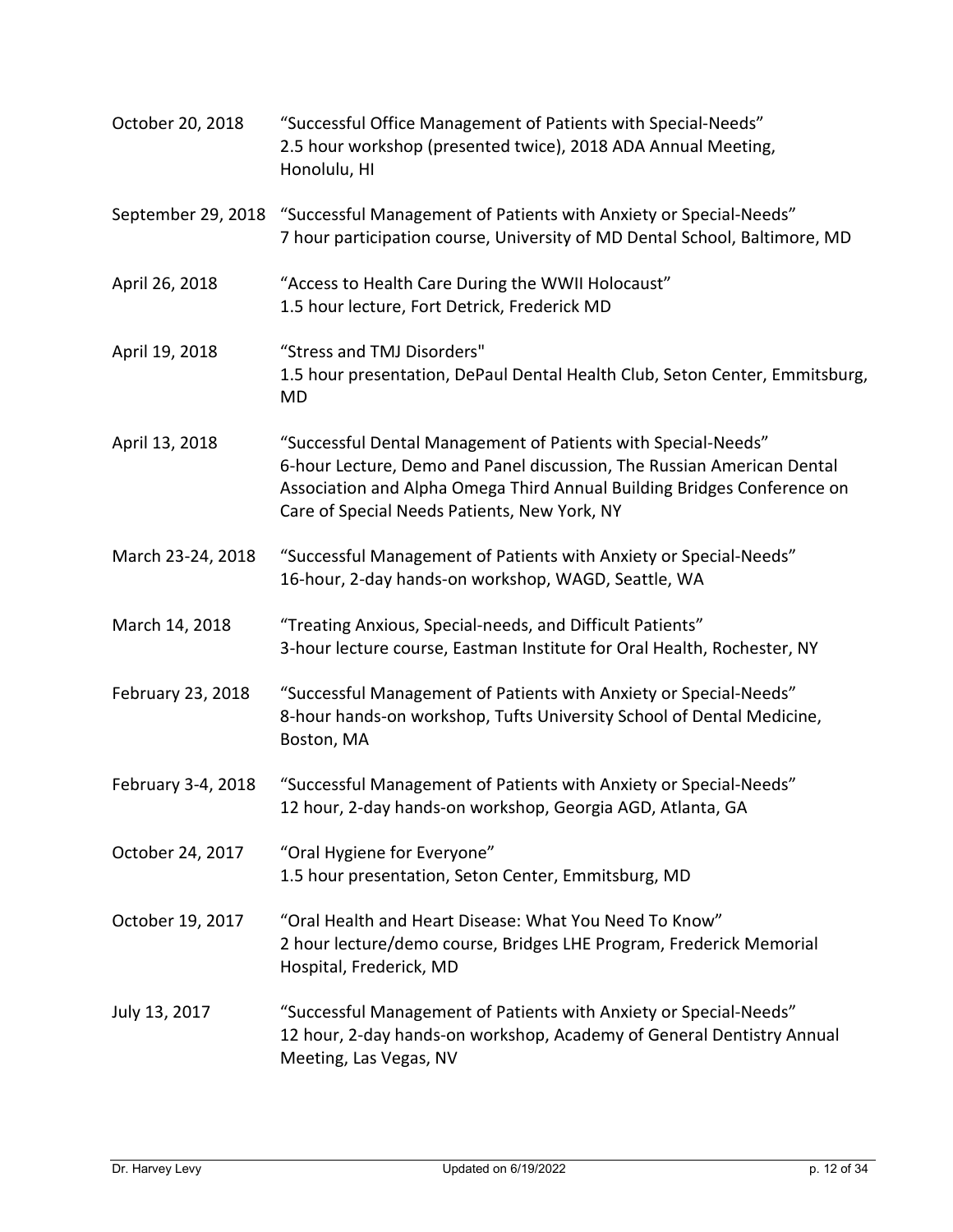| | |
|---|---|
| October 20, 2018 | "Successful Office Management of Patients with Special-Needs"<br>2.5 hour workshop (presented twice), 2018 ADA Annual Meeting, Honolulu, HI |
| September 29, 2018 | "Successful Management of Patients with Anxiety or Special-Needs"<br>7 hour participation course, University of MD Dental School, Baltimore, MD |
| April 26, 2018 | "Access to Health Care During the WWII Holocaust"<br>1.5 hour lecture, Fort Detrick, Frederick MD |
| April 19, 2018 | "Stress and TMJ Disorders"<br>1.5 hour presentation, DePaul Dental Health Club, Seton Center, Emmitsburg, MD |
| April 13, 2018 | "Successful Dental Management of Patients with Special-Needs"<br>6-hour Lecture, Demo and Panel discussion, The Russian American Dental Association and Alpha Omega Third Annual Building Bridges Conference on Care of Special Needs Patients, New York, NY |
| March 23-24, 2018 | "Successful Management of Patients with Anxiety or Special-Needs"<br>16-hour, 2-day hands-on workshop, WAGD, Seattle, WA |
| March 14, 2018 | "Treating Anxious, Special-needs, and Difficult Patients"<br>3-hour lecture course, Eastman Institute for Oral Health, Rochester, NY |
| February 23, 2018 | "Successful Management of Patients with Anxiety or Special-Needs"<br>8-hour hands-on workshop, Tufts University School of Dental Medicine, Boston, MA |
| February 3-4, 2018 | "Successful Management of Patients with Anxiety or Special-Needs"<br>12 hour, 2-day hands-on workshop, Georgia AGD, Atlanta, GA |
| October 24, 2017 | "Oral Hygiene for Everyone"<br>1.5 hour presentation, Seton Center, Emmitsburg, MD |
| October 19, 2017 | "Oral Health and Heart Disease: What You Need To Know"<br>2 hour lecture/demo course, Bridges LHE Program, Frederick Memorial Hospital, Frederick, MD |
| July 13, 2017 | "Successful Management of Patients with Anxiety or Special-Needs"<br>12 hour, 2-day hands-on workshop, Academy of General Dentistry Annual Meeting, Las Vegas, NV |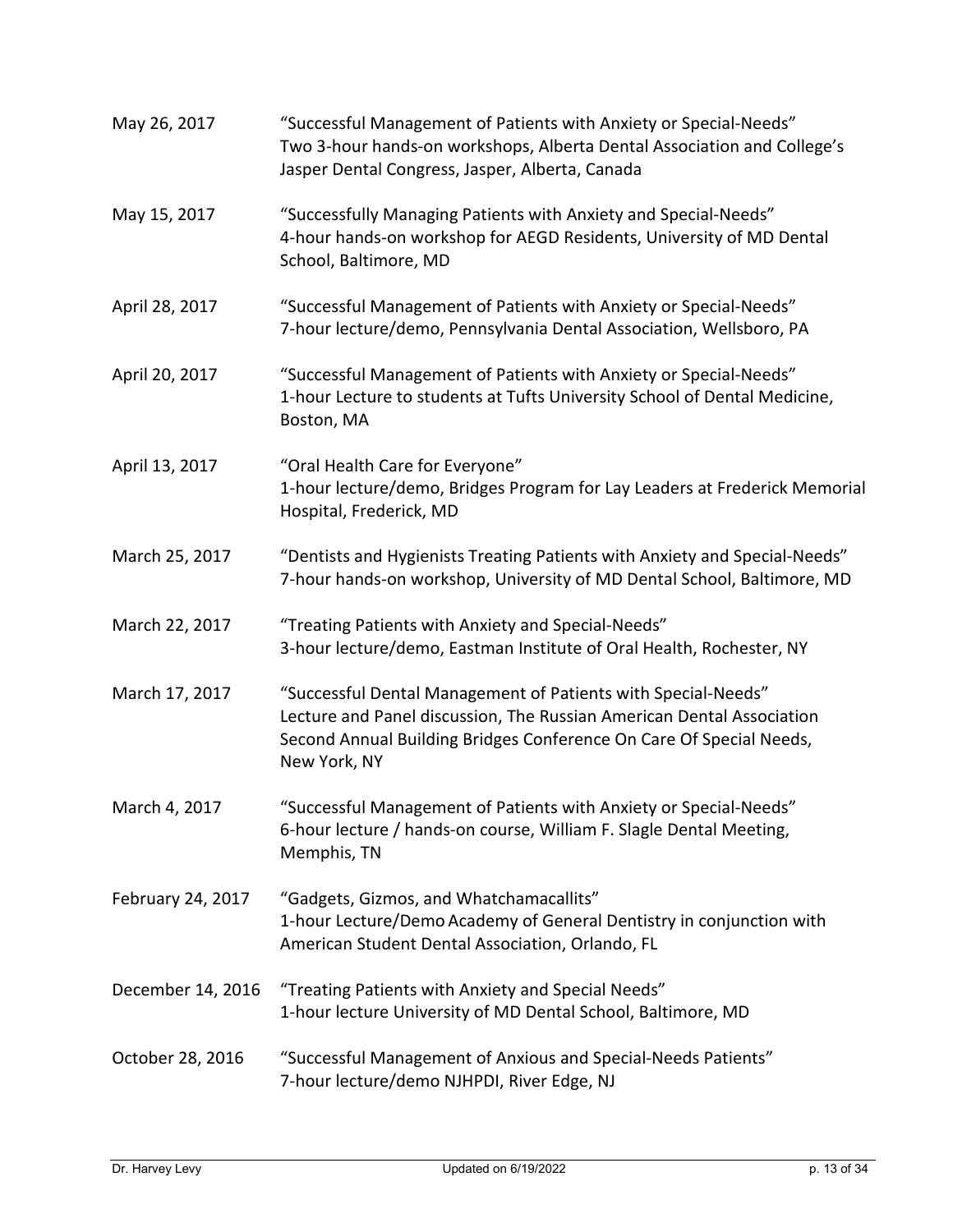May 26, 2017 — "Successful Management of Patients with Anxiety or Special-Needs"
Two 3-hour hands-on workshops, Alberta Dental Association and College's Jasper Dental Congress, Jasper, Alberta, Canada

May 15, 2017 — "Successfully Managing Patients with Anxiety and Special-Needs"
4-hour hands-on workshop for AEGD Residents, University of MD Dental School, Baltimore, MD

April 28, 2017 — "Successful Management of Patients with Anxiety or Special-Needs"
7-hour lecture/demo, Pennsylvania Dental Association, Wellsboro, PA

April 20, 2017 — "Successful Management of Patients with Anxiety or Special-Needs"
1-hour Lecture to students at Tufts University School of Dental Medicine, Boston, MA

April 13, 2017 — "Oral Health Care for Everyone"
1-hour lecture/demo, Bridges Program for Lay Leaders at Frederick Memorial Hospital, Frederick, MD

March 25, 2017 — "Dentists and Hygienists Treating Patients with Anxiety and Special-Needs"
7-hour hands-on workshop, University of MD Dental School, Baltimore, MD

March 22, 2017 — "Treating Patients with Anxiety and Special-Needs"
3-hour lecture/demo, Eastman Institute of Oral Health, Rochester, NY

March 17, 2017 — "Successful Dental Management of Patients with Special-Needs"
Lecture and Panel discussion, The Russian American Dental Association Second Annual Building Bridges Conference On Care Of Special Needs, New York, NY

March 4, 2017 — "Successful Management of Patients with Anxiety or Special-Needs"
6-hour lecture / hands-on course, William F. Slagle Dental Meeting, Memphis, TN

February 24, 2017 — "Gadgets, Gizmos, and Whatchamacallits"
1-hour Lecture/Demo Academy of General Dentistry in conjunction with American Student Dental Association, Orlando, FL

December 14, 2016 — "Treating Patients with Anxiety and Special Needs"
1-hour lecture University of MD Dental School, Baltimore, MD

October 28, 2016 — "Successful Management of Anxious and Special-Needs Patients"
7-hour lecture/demo NJHPDI, River Edge, NJ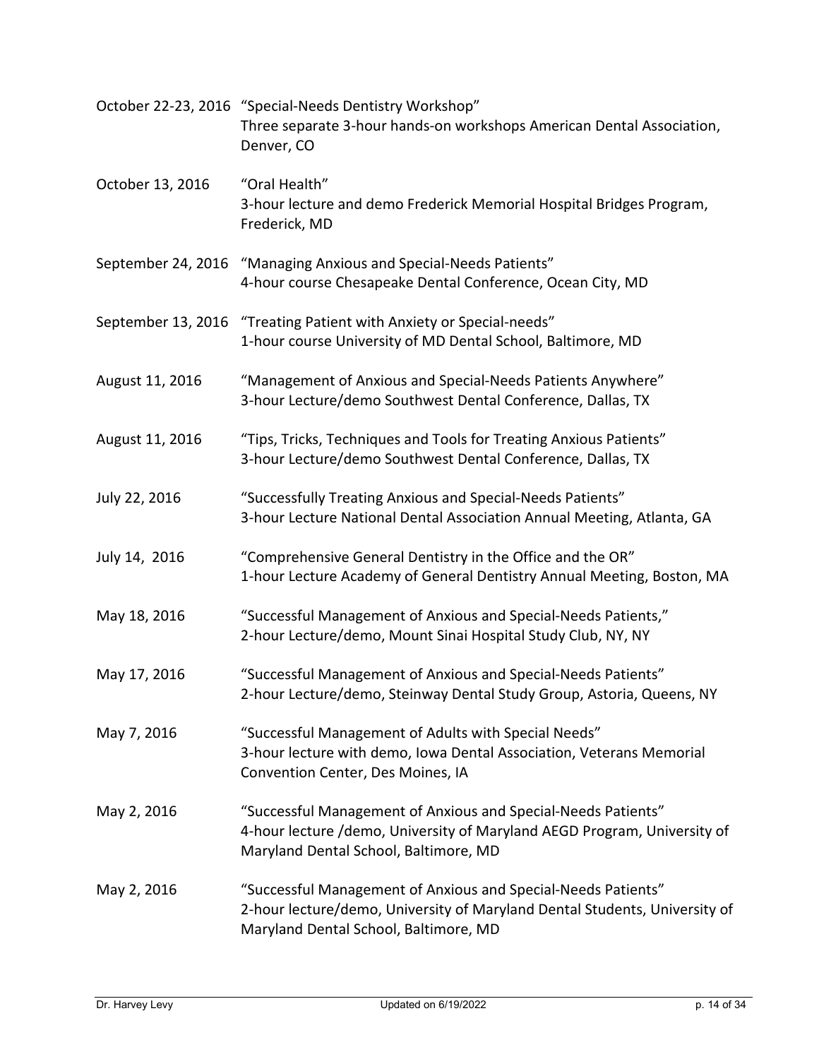October 22-23, 2016 "Special-Needs Dentistry Workshop"
Three separate 3-hour hands-on workshops American Dental Association, Denver, CO

October 13, 2016 "Oral Health"
3-hour lecture and demo Frederick Memorial Hospital Bridges Program, Frederick, MD

September 24, 2016 "Managing Anxious and Special-Needs Patients"
4-hour course Chesapeake Dental Conference, Ocean City, MD

September 13, 2016 "Treating Patient with Anxiety or Special-needs"
1-hour course University of MD Dental School, Baltimore, MD

August 11, 2016 "Management of Anxious and Special-Needs Patients Anywhere"
3-hour Lecture/demo Southwest Dental Conference, Dallas, TX

August 11, 2016 "Tips, Tricks, Techniques and Tools for Treating Anxious Patients"
3-hour Lecture/demo Southwest Dental Conference, Dallas, TX

July 22, 2016 "Successfully Treating Anxious and Special-Needs Patients"
3-hour Lecture National Dental Association Annual Meeting, Atlanta, GA

July 14, 2016 "Comprehensive General Dentistry in the Office and the OR"
1-hour Lecture Academy of General Dentistry Annual Meeting, Boston, MA

May 18, 2016 "Successful Management of Anxious and Special-Needs Patients,"
2-hour Lecture/demo, Mount Sinai Hospital Study Club, NY, NY

May 17, 2016 "Successful Management of Anxious and Special-Needs Patients"
2-hour Lecture/demo, Steinway Dental Study Group, Astoria, Queens, NY

May 7, 2016 "Successful Management of Adults with Special Needs"
3-hour lecture with demo, Iowa Dental Association, Veterans Memorial Convention Center, Des Moines, IA

May 2, 2016 "Successful Management of Anxious and Special-Needs Patients"
4-hour lecture /demo, University of Maryland AEGD Program, University of Maryland Dental School, Baltimore, MD

May 2, 2016 "Successful Management of Anxious and Special-Needs Patients"
2-hour lecture/demo, University of Maryland Dental Students, University of Maryland Dental School, Baltimore, MD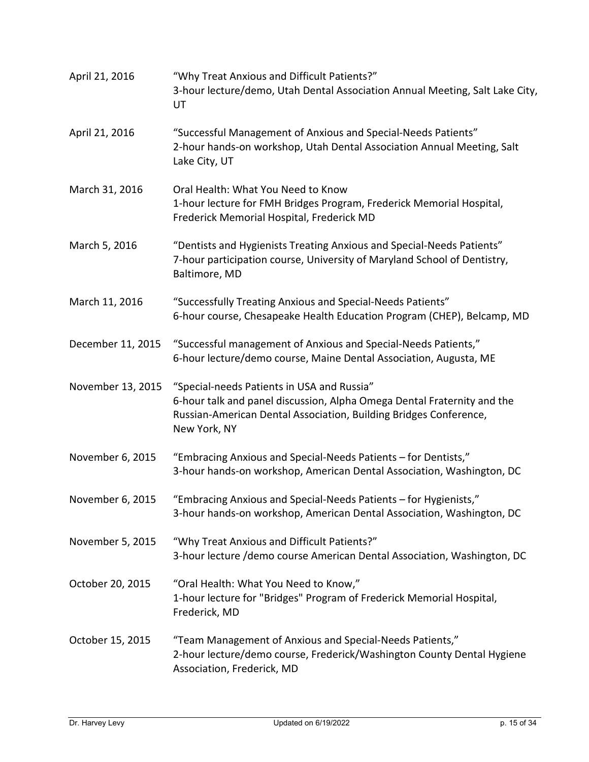April 21, 2016 "Why Treat Anxious and Difficult Patients?"
3-hour lecture/demo, Utah Dental Association Annual Meeting, Salt Lake City, UT

April 21, 2016 "Successful Management of Anxious and Special-Needs Patients"
2-hour hands-on workshop, Utah Dental Association Annual Meeting, Salt Lake City, UT

March 31, 2016 Oral Health: What You Need to Know
1-hour lecture for FMH Bridges Program, Frederick Memorial Hospital, Frederick Memorial Hospital, Frederick MD

March 5, 2016 "Dentists and Hygienists Treating Anxious and Special-Needs Patients"
7-hour participation course, University of Maryland School of Dentistry, Baltimore, MD

March 11, 2016 "Successfully Treating Anxious and Special-Needs Patients"
6-hour course, Chesapeake Health Education Program (CHEP), Belcamp, MD

December 11, 2015 "Successful management of Anxious and Special-Needs Patients,"
6-hour lecture/demo course, Maine Dental Association, Augusta, ME

November 13, 2015 "Special-needs Patients in USA and Russia"
6-hour talk and panel discussion, Alpha Omega Dental Fraternity and the Russian-American Dental Association, Building Bridges Conference, New York, NY

November 6, 2015 "Embracing Anxious and Special-Needs Patients – for Dentists,"
3-hour hands-on workshop, American Dental Association, Washington, DC

November 6, 2015 "Embracing Anxious and Special-Needs Patients – for Hygienists,"
3-hour hands-on workshop, American Dental Association, Washington, DC

November 5, 2015 "Why Treat Anxious and Difficult Patients?"
3-hour lecture /demo course American Dental Association, Washington, DC

October 20, 2015 "Oral Health: What You Need to Know,"
1-hour lecture for "Bridges" Program of Frederick Memorial Hospital, Frederick, MD

October 15, 2015 "Team Management of Anxious and Special-Needs Patients,"
2-hour lecture/demo course, Frederick/Washington County Dental Hygiene Association, Frederick, MD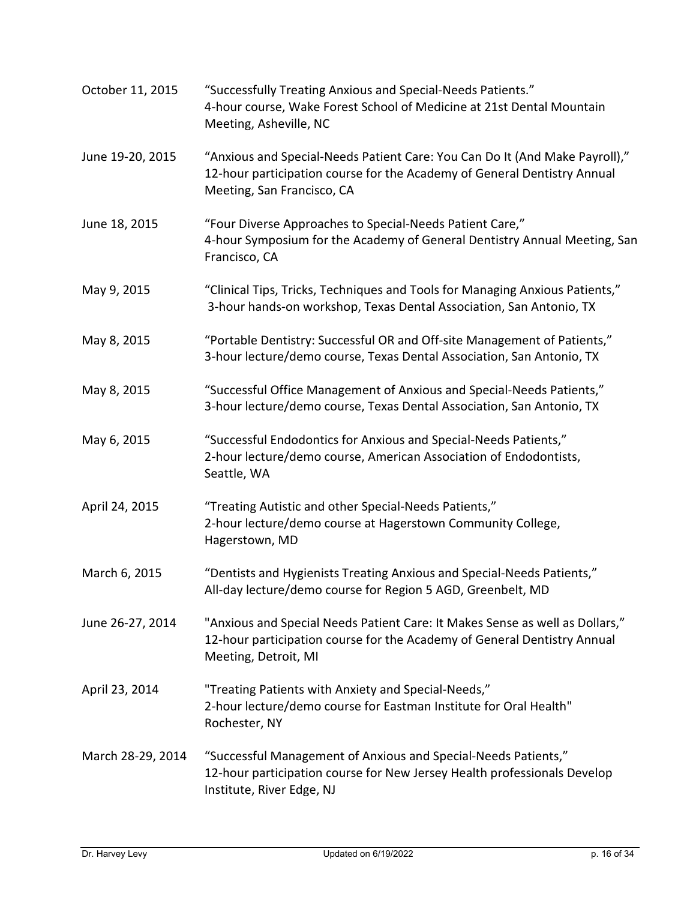October 11, 2015 “Successfully Treating Anxious and Special-Needs Patients.”
4-hour course, Wake Forest School of Medicine at 21st Dental Mountain Meeting, Asheville, NC

June 19-20, 2015 “Anxious and Special-Needs Patient Care: You Can Do It (And Make Payroll),”
12-hour participation course for the Academy of General Dentistry Annual Meeting, San Francisco, CA

June 18, 2015 “Four Diverse Approaches to Special-Needs Patient Care,”
4-hour Symposium for the Academy of General Dentistry Annual Meeting, San Francisco, CA

May 9, 2015 “Clinical Tips, Tricks, Techniques and Tools for Managing Anxious Patients,”
3-hour hands-on workshop, Texas Dental Association, San Antonio, TX

May 8, 2015 “Portable Dentistry: Successful OR and Off-site Management of Patients,”
3-hour lecture/demo course, Texas Dental Association, San Antonio, TX

May 8, 2015 “Successful Office Management of Anxious and Special-Needs Patients,”
3-hour lecture/demo course, Texas Dental Association, San Antonio, TX

May 6, 2015 “Successful Endodontics for Anxious and Special-Needs Patients,”
2-hour lecture/demo course, American Association of Endodontists, Seattle, WA

April 24, 2015 “Treating Autistic and other Special-Needs Patients,”
2-hour lecture/demo course at Hagerstown Community College, Hagerstown, MD

March 6, 2015 “Dentists and Hygienists Treating Anxious and Special-Needs Patients,”
All-day lecture/demo course for Region 5 AGD, Greenbelt, MD

June 26-27, 2014 "Anxious and Special Needs Patient Care: It Makes Sense as well as Dollars,”
12-hour participation course for the Academy of General Dentistry Annual Meeting, Detroit, MI

April 23, 2014 "Treating Patients with Anxiety and Special-Needs,”
2-hour lecture/demo course for Eastman Institute for Oral Health" Rochester, NY

March 28-29, 2014 “Successful Management of Anxious and Special-Needs Patients,”
12-hour participation course for New Jersey Health professionals Develop Institute, River Edge, NJ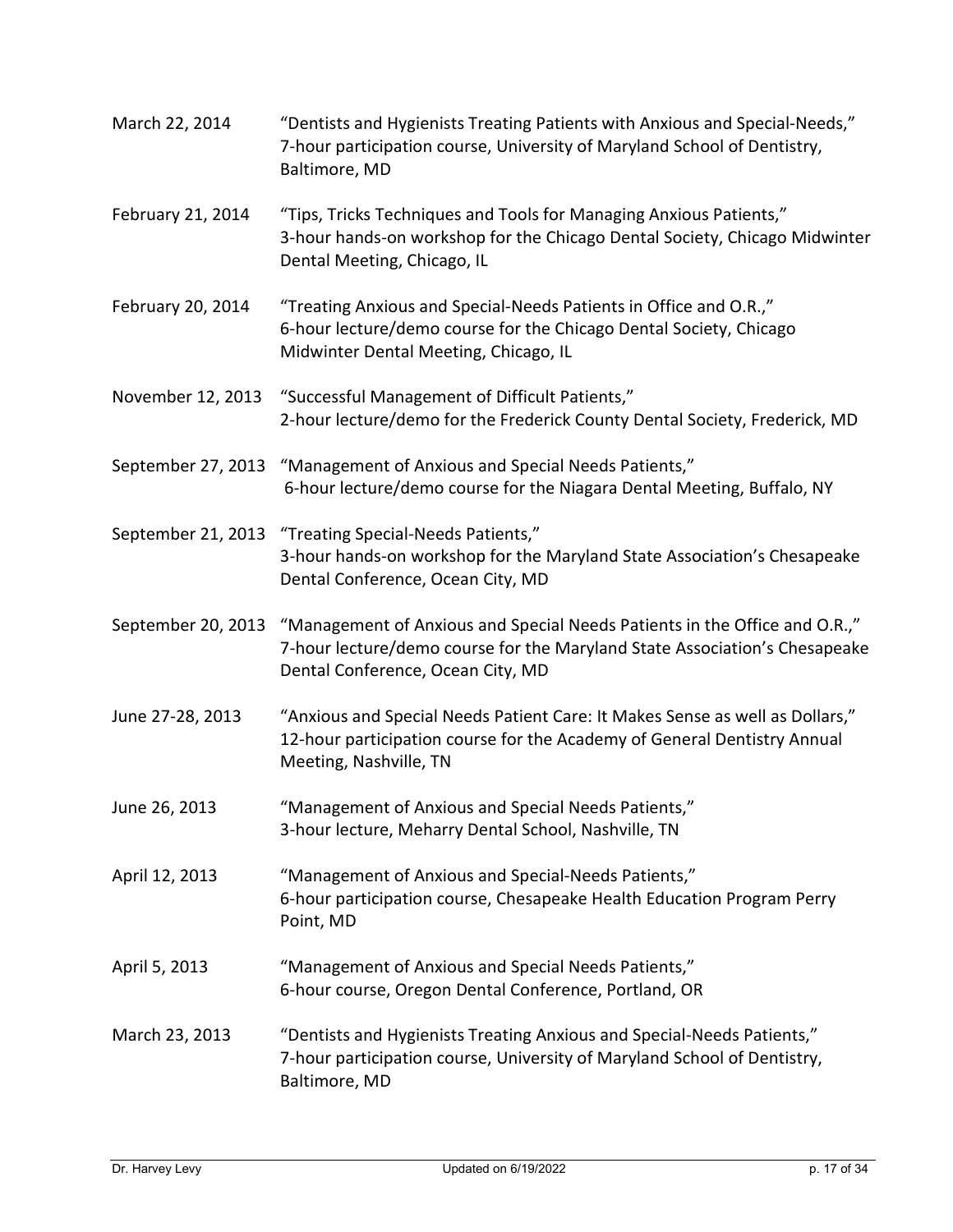March 22, 2014 “Dentists and Hygienists Treating Patients with Anxious and Special-Needs,” 7-hour participation course, University of Maryland School of Dentistry, Baltimore, MD

February 21, 2014 “Tips, Tricks Techniques and Tools for Managing Anxious Patients,” 3-hour hands-on workshop for the Chicago Dental Society, Chicago Midwinter Dental Meeting, Chicago, IL

February 20, 2014 “Treating Anxious and Special-Needs Patients in Office and O.R.,” 6-hour lecture/demo course for the Chicago Dental Society, Chicago Midwinter Dental Meeting, Chicago, IL

November 12, 2013 “Successful Management of Difficult Patients,” 2-hour lecture/demo for the Frederick County Dental Society, Frederick, MD

September 27, 2013 “Management of Anxious and Special Needs Patients,” 6-hour lecture/demo course for the Niagara Dental Meeting, Buffalo, NY

September 21, 2013 “Treating Special-Needs Patients,” 3-hour hands-on workshop for the Maryland State Association’s Chesapeake Dental Conference, Ocean City, MD

September 20, 2013 “Management of Anxious and Special Needs Patients in the Office and O.R.,” 7-hour lecture/demo course for the Maryland State Association’s Chesapeake Dental Conference, Ocean City, MD

June 27-28, 2013 “Anxious and Special Needs Patient Care: It Makes Sense as well as Dollars,” 12-hour participation course for the Academy of General Dentistry Annual Meeting, Nashville, TN

June 26, 2013 “Management of Anxious and Special Needs Patients,” 3-hour lecture, Meharry Dental School, Nashville, TN

April 12, 2013 “Management of Anxious and Special-Needs Patients,” 6-hour participation course, Chesapeake Health Education Program Perry Point, MD

April 5, 2013 “Management of Anxious and Special Needs Patients,” 6-hour course, Oregon Dental Conference, Portland, OR

March 23, 2013 “Dentists and Hygienists Treating Anxious and Special-Needs Patients,” 7-hour participation course, University of Maryland School of Dentistry, Baltimore, MD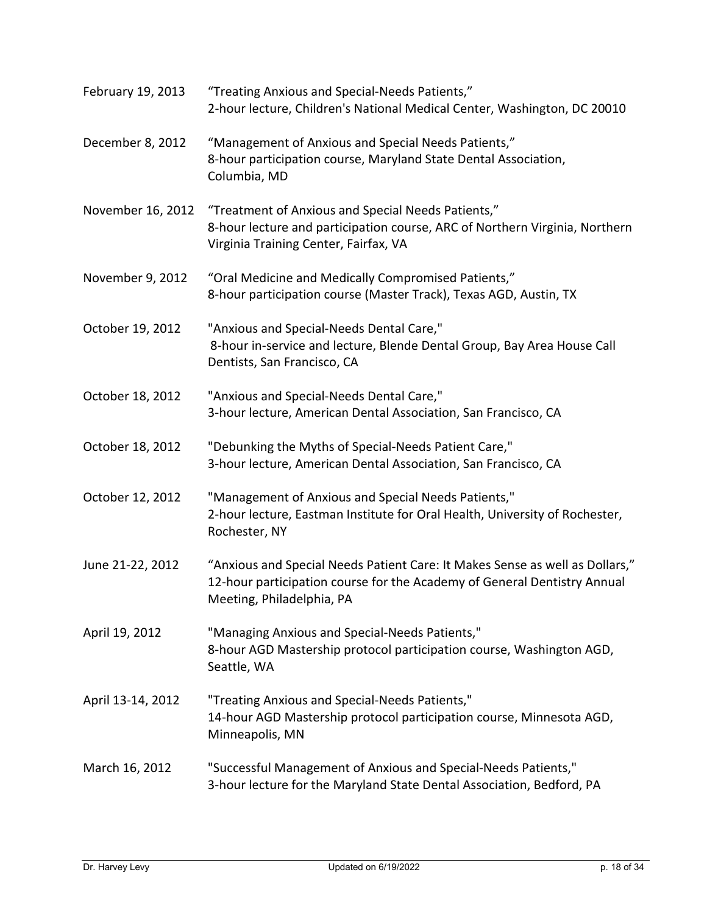February 19, 2013 — "Treating Anxious and Special-Needs Patients,"
2-hour lecture, Children's National Medical Center, Washington, DC 20010

December 8, 2012 — "Management of Anxious and Special Needs Patients,"
8-hour participation course, Maryland State Dental Association, Columbia, MD

November 16, 2012 — "Treatment of Anxious and Special Needs Patients,"
8-hour lecture and participation course, ARC of Northern Virginia, Northern Virginia Training Center, Fairfax, VA

November 9, 2012 — "Oral Medicine and Medically Compromised Patients,"
8-hour participation course (Master Track), Texas AGD, Austin, TX

October 19, 2012 — "Anxious and Special-Needs Dental Care,"
8-hour in-service and lecture, Blende Dental Group, Bay Area House Call Dentists, San Francisco, CA

October 18, 2012 — "Anxious and Special-Needs Dental Care,"
3-hour lecture, American Dental Association, San Francisco, CA

October 18, 2012 — "Debunking the Myths of Special-Needs Patient Care,"
3-hour lecture, American Dental Association, San Francisco, CA

October 12, 2012 — "Management of Anxious and Special Needs Patients,"
2-hour lecture, Eastman Institute for Oral Health, University of Rochester, Rochester, NY

June 21-22, 2012 — "Anxious and Special Needs Patient Care: It Makes Sense as well as Dollars,"
12-hour participation course for the Academy of General Dentistry Annual Meeting, Philadelphia, PA

April 19, 2012 — "Managing Anxious and Special-Needs Patients,"
8-hour AGD Mastership protocol participation course, Washington AGD, Seattle, WA

April 13-14, 2012 — "Treating Anxious and Special-Needs Patients,"
14-hour AGD Mastership protocol participation course, Minnesota AGD, Minneapolis, MN

March 16, 2012 — "Successful Management of Anxious and Special-Needs Patients,"
3-hour lecture for the Maryland State Dental Association, Bedford, PA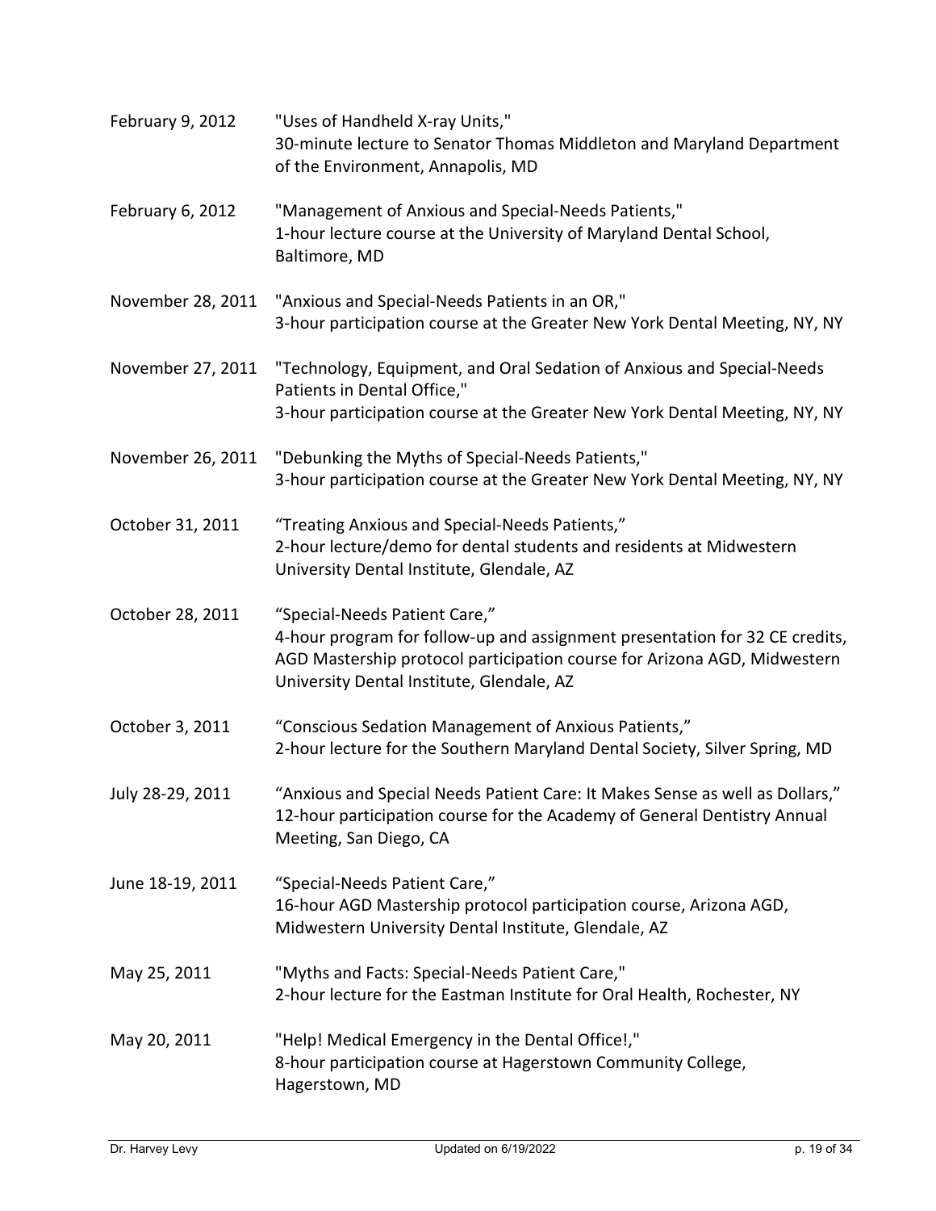February 9, 2012 "Uses of Handheld X-ray Units,"
30-minute lecture to Senator Thomas Middleton and Maryland Department of the Environment, Annapolis, MD

February 6, 2012 "Management of Anxious and Special-Needs Patients,"
1-hour lecture course at the University of Maryland Dental School, Baltimore, MD

November 28, 2011 "Anxious and Special-Needs Patients in an OR,"
3-hour participation course at the Greater New York Dental Meeting, NY, NY

November 27, 2011 "Technology, Equipment, and Oral Sedation of Anxious and Special-Needs Patients in Dental Office,"
3-hour participation course at the Greater New York Dental Meeting, NY, NY

November 26, 2011 "Debunking the Myths of Special-Needs Patients,"
3-hour participation course at the Greater New York Dental Meeting, NY, NY

October 31, 2011 "Treating Anxious and Special-Needs Patients,"
2-hour lecture/demo for dental students and residents at Midwestern University Dental Institute, Glendale, AZ

October 28, 2011 "Special-Needs Patient Care,"
4-hour program for follow-up and assignment presentation for 32 CE credits, AGD Mastership protocol participation course for Arizona AGD, Midwestern University Dental Institute, Glendale, AZ

October 3, 2011 "Conscious Sedation Management of Anxious Patients,"
2-hour lecture for the Southern Maryland Dental Society, Silver Spring, MD

July 28-29, 2011 "Anxious and Special Needs Patient Care: It Makes Sense as well as Dollars,"
12-hour participation course for the Academy of General Dentistry Annual Meeting, San Diego, CA

June 18-19, 2011 "Special-Needs Patient Care,"
16-hour AGD Mastership protocol participation course, Arizona AGD, Midwestern University Dental Institute, Glendale, AZ

May 25, 2011 "Myths and Facts: Special-Needs Patient Care,"
2-hour lecture for the Eastman Institute for Oral Health, Rochester, NY

May 20, 2011 "Help! Medical Emergency in the Dental Office!,"
8-hour participation course at Hagerstown Community College, Hagerstown, MD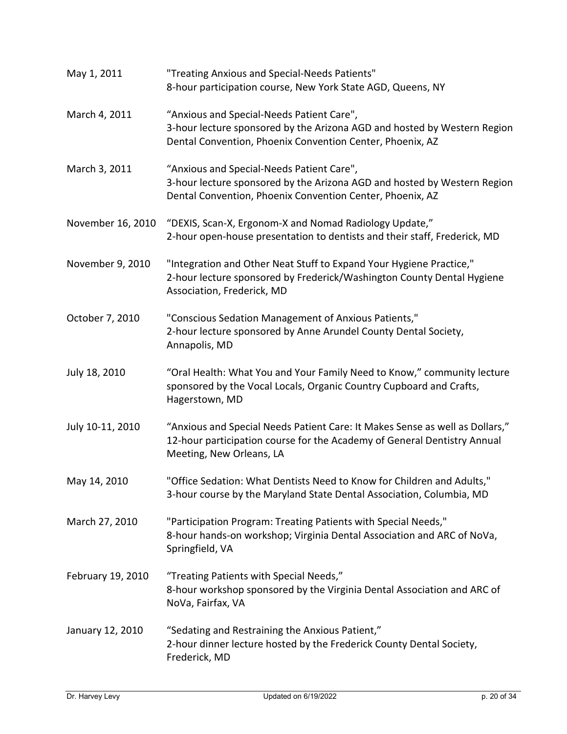May 1, 2011 "Treating Anxious and Special-Needs Patients"
8-hour participation course, New York State AGD, Queens, NY

March 4, 2011 "Anxious and Special-Needs Patient Care",
3-hour lecture sponsored by the Arizona AGD and hosted by Western Region Dental Convention, Phoenix Convention Center, Phoenix, AZ

March 3, 2011 "Anxious and Special-Needs Patient Care",
3-hour lecture sponsored by the Arizona AGD and hosted by Western Region Dental Convention, Phoenix Convention Center, Phoenix, AZ

November 16, 2010 "DEXIS, Scan-X, Ergonom-X and Nomad Radiology Update,"
2-hour open-house presentation to dentists and their staff, Frederick, MD

November 9, 2010 "Integration and Other Neat Stuff to Expand Your Hygiene Practice,"
2-hour lecture sponsored by Frederick/Washington County Dental Hygiene Association, Frederick, MD

October 7, 2010 "Conscious Sedation Management of Anxious Patients,"
2-hour lecture sponsored by Anne Arundel County Dental Society, Annapolis, MD

July 18, 2010 "Oral Health: What You and Your Family Need to Know," community lecture sponsored by the Vocal Locals, Organic Country Cupboard and Crafts, Hagerstown, MD

July 10-11, 2010 "Anxious and Special Needs Patient Care: It Makes Sense as well as Dollars,"
12-hour participation course for the Academy of General Dentistry Annual Meeting, New Orleans, LA

May 14, 2010 "Office Sedation: What Dentists Need to Know for Children and Adults,"
3-hour course by the Maryland State Dental Association, Columbia, MD

March 27, 2010 "Participation Program: Treating Patients with Special Needs,"
8-hour hands-on workshop; Virginia Dental Association and ARC of NoVa, Springfield, VA

February 19, 2010 "Treating Patients with Special Needs,"
8-hour workshop sponsored by the Virginia Dental Association and ARC of NoVa, Fairfax, VA

January 12, 2010 "Sedating and Restraining the Anxious Patient,"
2-hour dinner lecture hosted by the Frederick County Dental Society, Frederick, MD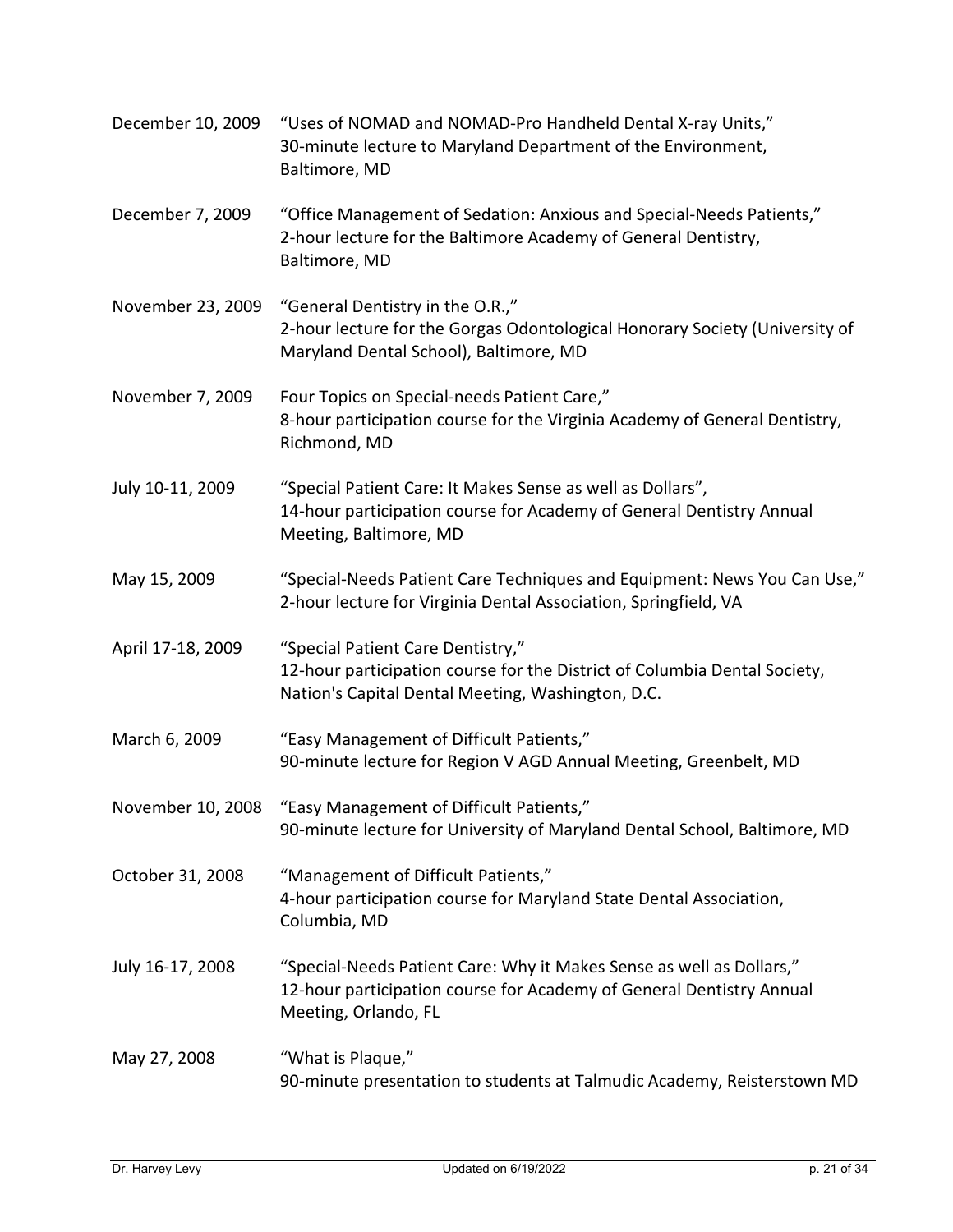December 10, 2009 “Uses of NOMAD and NOMAD-Pro Handheld Dental X-ray Units,”
30-minute lecture to Maryland Department of the Environment, Baltimore, MD

December 7, 2009 “Office Management of Sedation: Anxious and Special-Needs Patients,”
2-hour lecture for the Baltimore Academy of General Dentistry, Baltimore, MD

November 23, 2009 “General Dentistry in the O.R.,”
2-hour lecture for the Gorgas Odontological Honorary Society (University of Maryland Dental School), Baltimore, MD

November 7, 2009 Four Topics on Special-needs Patient Care,”
8-hour participation course for the Virginia Academy of General Dentistry, Richmond, MD

July 10-11, 2009 “Special Patient Care: It Makes Sense as well as Dollars”,
14-hour participation course for Academy of General Dentistry Annual Meeting, Baltimore, MD

May 15, 2009 “Special-Needs Patient Care Techniques and Equipment: News You Can Use,”
2-hour lecture for Virginia Dental Association, Springfield, VA

April 17-18, 2009 “Special Patient Care Dentistry,”
12-hour participation course for the District of Columbia Dental Society, Nation's Capital Dental Meeting, Washington, D.C.

March 6, 2009 “Easy Management of Difficult Patients,”
90-minute lecture for Region V AGD Annual Meeting, Greenbelt, MD

November 10, 2008 “Easy Management of Difficult Patients,”
90-minute lecture for University of Maryland Dental School, Baltimore, MD

October 31, 2008 “Management of Difficult Patients,”
4-hour participation course for Maryland State Dental Association, Columbia, MD

July 16-17, 2008 “Special-Needs Patient Care: Why it Makes Sense as well as Dollars,”
12-hour participation course for Academy of General Dentistry Annual Meeting, Orlando, FL

May 27, 2008 “What is Plaque,”
90-minute presentation to students at Talmudic Academy, Reisterstown MD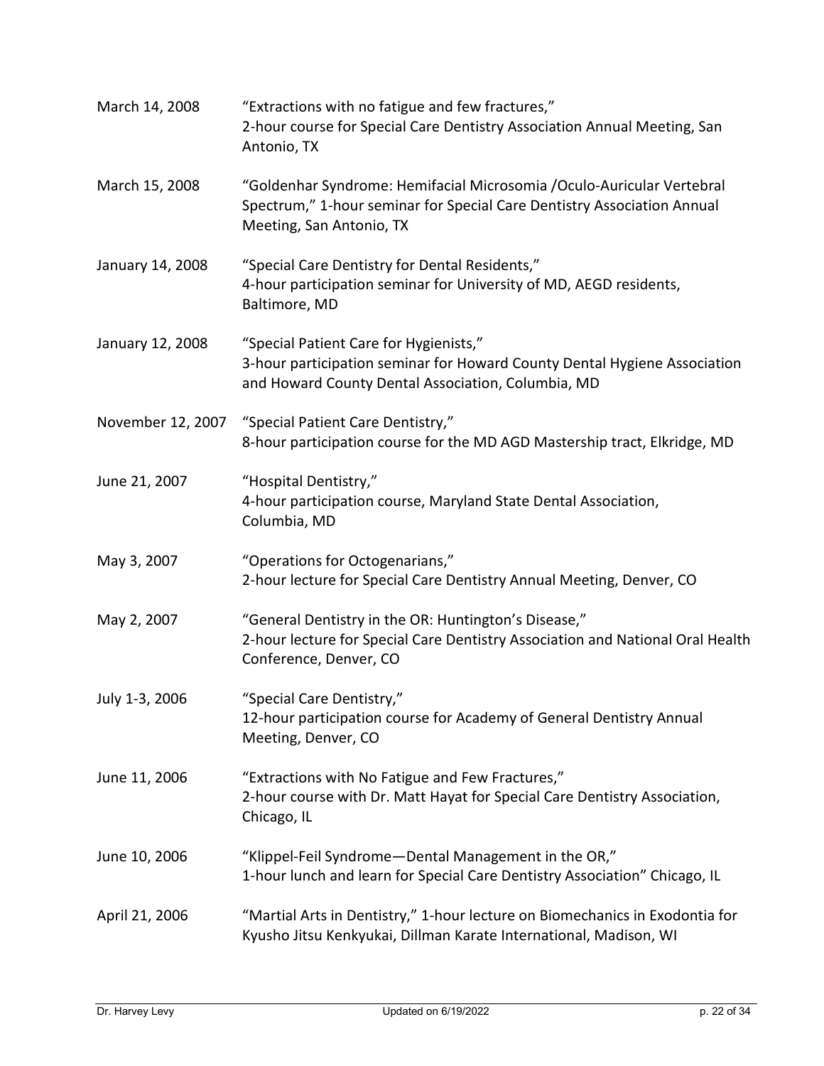March 14, 2008 — "Extractions with no fatigue and few fractures,"
2-hour course for Special Care Dentistry Association Annual Meeting, San Antonio, TX

March 15, 2008 — "Goldenhar Syndrome: Hemifacial Microsomia /Oculo-Auricular Vertebral Spectrum," 1-hour seminar for Special Care Dentistry Association Annual Meeting, San Antonio, TX

January 14, 2008 — "Special Care Dentistry for Dental Residents,"
4-hour participation seminar for University of MD, AEGD residents, Baltimore, MD

January 12, 2008 — "Special Patient Care for Hygienists,"
3-hour participation seminar for Howard County Dental Hygiene Association and Howard County Dental Association, Columbia, MD

November 12, 2007 — "Special Patient Care Dentistry,"
8-hour participation course for the MD AGD Mastership tract, Elkridge, MD

June 21, 2007 — "Hospital Dentistry,"
4-hour participation course, Maryland State Dental Association, Columbia, MD

May 3, 2007 — "Operations for Octogenarians,"
2-hour lecture for Special Care Dentistry Annual Meeting, Denver, CO

May 2, 2007 — "General Dentistry in the OR: Huntington's Disease,"
2-hour lecture for Special Care Dentistry Association and National Oral Health Conference, Denver, CO

July 1-3, 2006 — "Special Care Dentistry,"
12-hour participation course for Academy of General Dentistry Annual Meeting, Denver, CO

June 11, 2006 — "Extractions with No Fatigue and Few Fractures,"
2-hour course with Dr. Matt Hayat for Special Care Dentistry Association, Chicago, IL

June 10, 2006 — "Klippel-Feil Syndrome—Dental Management in the OR,"
1-hour lunch and learn for Special Care Dentistry Association" Chicago, IL

April 21, 2006 — "Martial Arts in Dentistry," 1-hour lecture on Biomechanics in Exodontia for Kyusho Jitsu Kenkyukai, Dillman Karate International, Madison, WI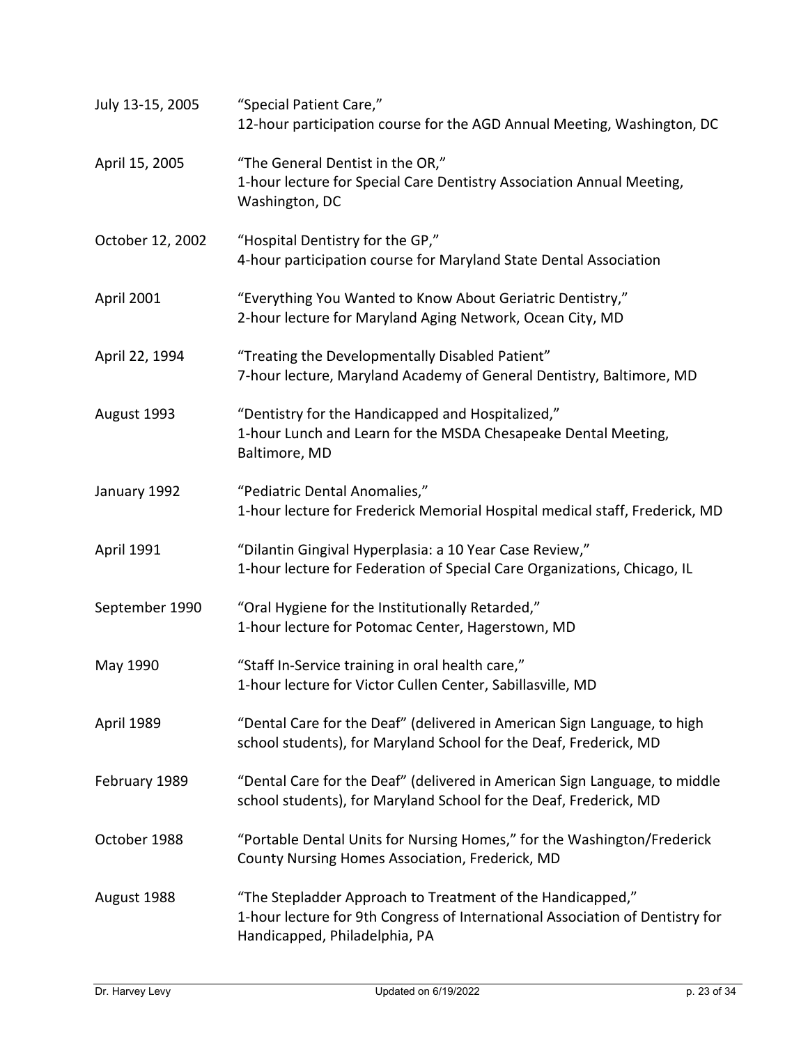| | |
|---|---|
| July 13-15, 2005 | "Special Patient Care," 12-hour participation course for the AGD Annual Meeting, Washington, DC |
| April 15, 2005 | "The General Dentist in the OR," 1-hour lecture for Special Care Dentistry Association Annual Meeting, Washington, DC |
| October 12, 2002 | "Hospital Dentistry for the GP," 4-hour participation course for Maryland State Dental Association |
| April 2001 | "Everything You Wanted to Know About Geriatric Dentistry," 2-hour lecture for Maryland Aging Network, Ocean City, MD |
| April 22, 1994 | "Treating the Developmentally Disabled Patient" 7-hour lecture, Maryland Academy of General Dentistry, Baltimore, MD |
| August 1993 | "Dentistry for the Handicapped and Hospitalized," 1-hour Lunch and Learn for the MSDA Chesapeake Dental Meeting, Baltimore, MD |
| January 1992 | "Pediatric Dental Anomalies," 1-hour lecture for Frederick Memorial Hospital medical staff, Frederick, MD |
| April 1991 | "Dilantin Gingival Hyperplasia: a 10 Year Case Review," 1-hour lecture for Federation of Special Care Organizations, Chicago, IL |
| September 1990 | "Oral Hygiene for the Institutionally Retarded," 1-hour lecture for Potomac Center, Hagerstown, MD |
| May 1990 | "Staff In-Service training in oral health care," 1-hour lecture for Victor Cullen Center, Sabillasville, MD |
| April 1989 | "Dental Care for the Deaf" (delivered in American Sign Language, to high school students), for Maryland School for the Deaf, Frederick, MD |
| February 1989 | "Dental Care for the Deaf" (delivered in American Sign Language, to middle school students), for Maryland School for the Deaf, Frederick, MD |
| October 1988 | "Portable Dental Units for Nursing Homes," for the Washington/Frederick County Nursing Homes Association, Frederick, MD |
| August 1988 | "The Stepladder Approach to Treatment of the Handicapped," 1-hour lecture for 9th Congress of International Association of Dentistry for Handicapped, Philadelphia, PA |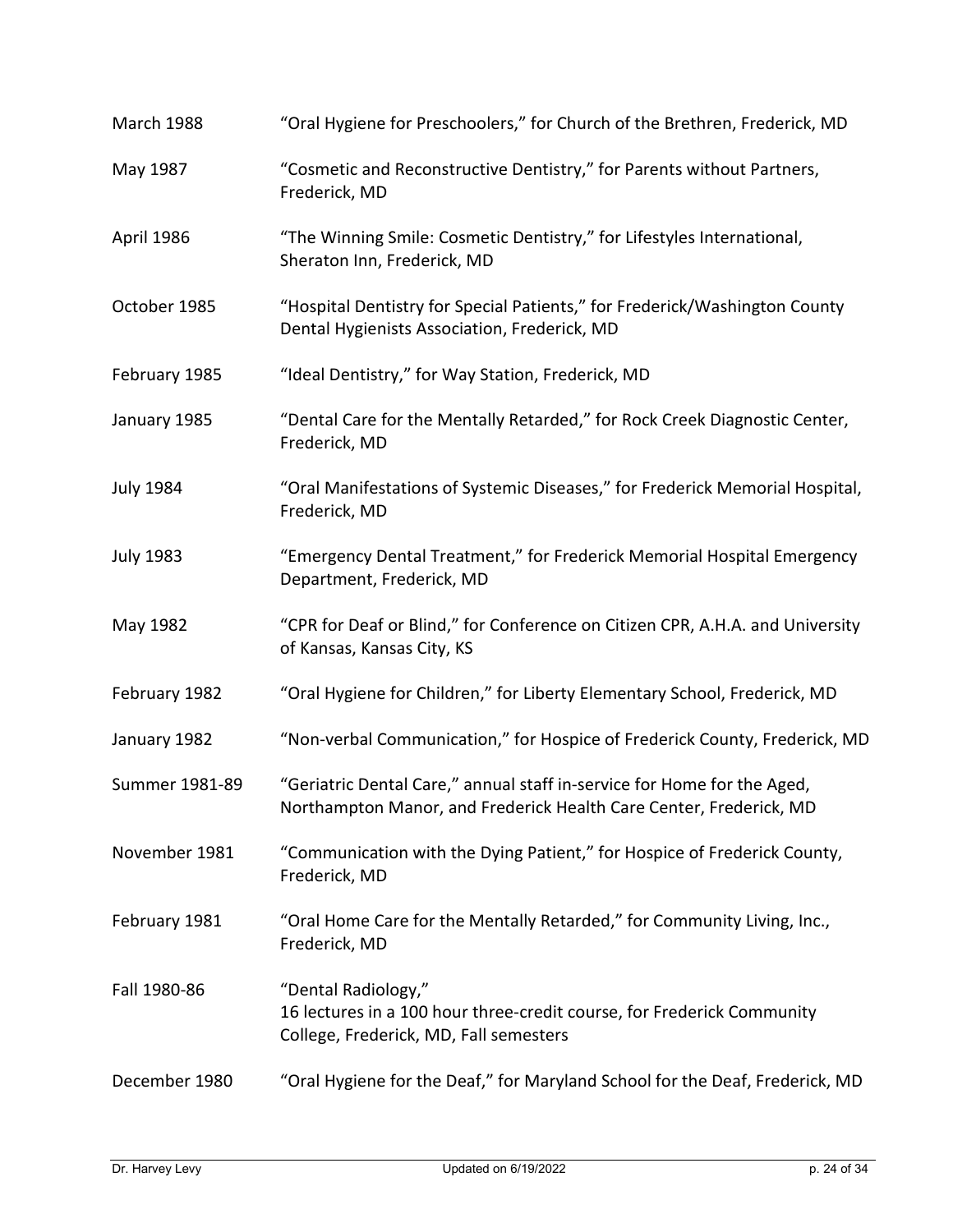| | |
|---|---|
| March 1988 | "Oral Hygiene for Preschoolers," for Church of the Brethren, Frederick, MD |
| May 1987 | "Cosmetic and Reconstructive Dentistry," for Parents without Partners, Frederick, MD |
| April 1986 | "The Winning Smile: Cosmetic Dentistry," for Lifestyles International, Sheraton Inn, Frederick, MD |
| October 1985 | "Hospital Dentistry for Special Patients," for Frederick/Washington County Dental Hygienists Association, Frederick, MD |
| February 1985 | "Ideal Dentistry," for Way Station, Frederick, MD |
| January 1985 | "Dental Care for the Mentally Retarded," for Rock Creek Diagnostic Center, Frederick, MD |
| July 1984 | "Oral Manifestations of Systemic Diseases," for Frederick Memorial Hospital, Frederick, MD |
| July 1983 | "Emergency Dental Treatment," for Frederick Memorial Hospital Emergency Department, Frederick, MD |
| May 1982 | "CPR for Deaf or Blind," for Conference on Citizen CPR, A.H.A. and University of Kansas, Kansas City, KS |
| February 1982 | "Oral Hygiene for Children," for Liberty Elementary School, Frederick, MD |
| January 1982 | "Non-verbal Communication," for Hospice of Frederick County, Frederick, MD |
| Summer 1981-89 | "Geriatric Dental Care," annual staff in-service for Home for the Aged, Northampton Manor, and Frederick Health Care Center, Frederick, MD |
| November 1981 | "Communication with the Dying Patient," for Hospice of Frederick County, Frederick, MD |
| February 1981 | "Oral Home Care for the Mentally Retarded," for Community Living, Inc., Frederick, MD |
| Fall 1980-86 | "Dental Radiology," 16 lectures in a 100 hour three-credit course, for Frederick Community College, Frederick, MD, Fall semesters |
| December 1980 | "Oral Hygiene for the Deaf," for Maryland School for the Deaf, Frederick, MD |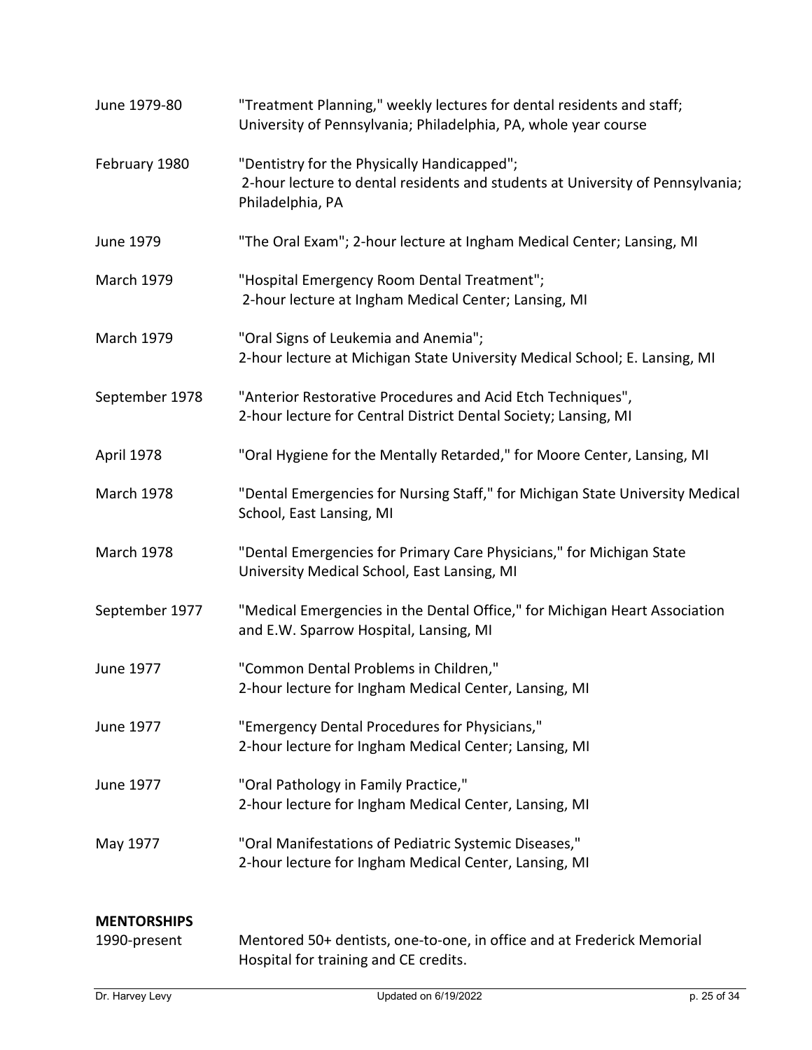June 1979-80 — "Treatment Planning," weekly lectures for dental residents and staff; University of Pennsylvania; Philadelphia, PA, whole year course

February 1980 — "Dentistry for the Physically Handicapped"; 2-hour lecture to dental residents and students at University of Pennsylvania; Philadelphia, PA

June 1979 — "The Oral Exam"; 2-hour lecture at Ingham Medical Center; Lansing, MI

March 1979 — "Hospital Emergency Room Dental Treatment"; 2-hour lecture at Ingham Medical Center; Lansing, MI

March 1979 — "Oral Signs of Leukemia and Anemia"; 2-hour lecture at Michigan State University Medical School; E. Lansing, MI

September 1978 — "Anterior Restorative Procedures and Acid Etch Techniques", 2-hour lecture for Central District Dental Society; Lansing, MI

April 1978 — "Oral Hygiene for the Mentally Retarded," for Moore Center, Lansing, MI

March 1978 — "Dental Emergencies for Nursing Staff," for Michigan State University Medical School, East Lansing, MI

March 1978 — "Dental Emergencies for Primary Care Physicians," for Michigan State University Medical School, East Lansing, MI

September 1977 — "Medical Emergencies in the Dental Office," for Michigan Heart Association and E.W. Sparrow Hospital, Lansing, MI

June 1977 — "Common Dental Problems in Children," 2-hour lecture for Ingham Medical Center, Lansing, MI

June 1977 — "Emergency Dental Procedures for Physicians," 2-hour lecture for Ingham Medical Center; Lansing, MI

June 1977 — "Oral Pathology in Family Practice," 2-hour lecture for Ingham Medical Center, Lansing, MI

May 1977 — "Oral Manifestations of Pediatric Systemic Diseases," 2-hour lecture for Ingham Medical Center, Lansing, MI

**MENTORSHIPS**

1990-present — Mentored 50+ dentists, one-to-one, in office and at Frederick Memorial Hospital for training and CE credits.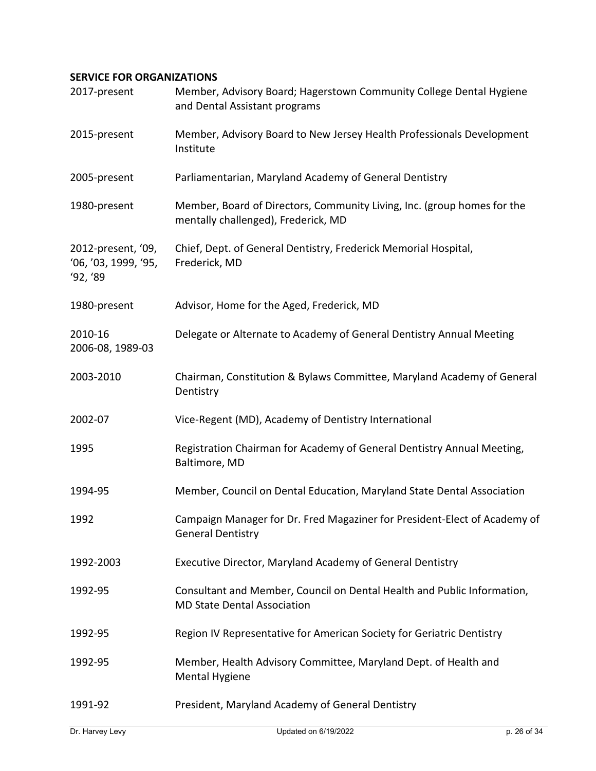**SERVICE FOR ORGANIZATIONS**

| | |
|---|---|
| 2017-present | Member, Advisory Board; Hagerstown Community College Dental Hygiene and Dental Assistant programs |
| 2015-present | Member, Advisory Board to New Jersey Health Professionals Development Institute |
| 2005-present | Parliamentarian, Maryland Academy of General Dentistry |
| 1980-present | Member, Board of Directors, Community Living, Inc. (group homes for the mentally challenged), Frederick, MD |
| 2012-present, '09, '06, '03, 1999, '95, '92, '89 | Chief, Dept. of General Dentistry, Frederick Memorial Hospital, Frederick, MD |
| 1980-present | Advisor, Home for the Aged, Frederick, MD |
| 2010-16<br>2006-08, 1989-03 | Delegate or Alternate to Academy of General Dentistry Annual Meeting |
| 2003-2010 | Chairman, Constitution & Bylaws Committee, Maryland Academy of General Dentistry |
| 2002-07 | Vice-Regent (MD), Academy of Dentistry International |
| 1995 | Registration Chairman for Academy of General Dentistry Annual Meeting, Baltimore, MD |
| 1994-95 | Member, Council on Dental Education, Maryland State Dental Association |
| 1992 | Campaign Manager for Dr. Fred Magaziner for President-Elect of Academy of General Dentistry |
| 1992-2003 | Executive Director, Maryland Academy of General Dentistry |
| 1992-95 | Consultant and Member, Council on Dental Health and Public Information, MD State Dental Association |
| 1992-95 | Region IV Representative for American Society for Geriatric Dentistry |
| 1992-95 | Member, Health Advisory Committee, Maryland Dept. of Health and Mental Hygiene |
| 1991-92 | President, Maryland Academy of General Dentistry |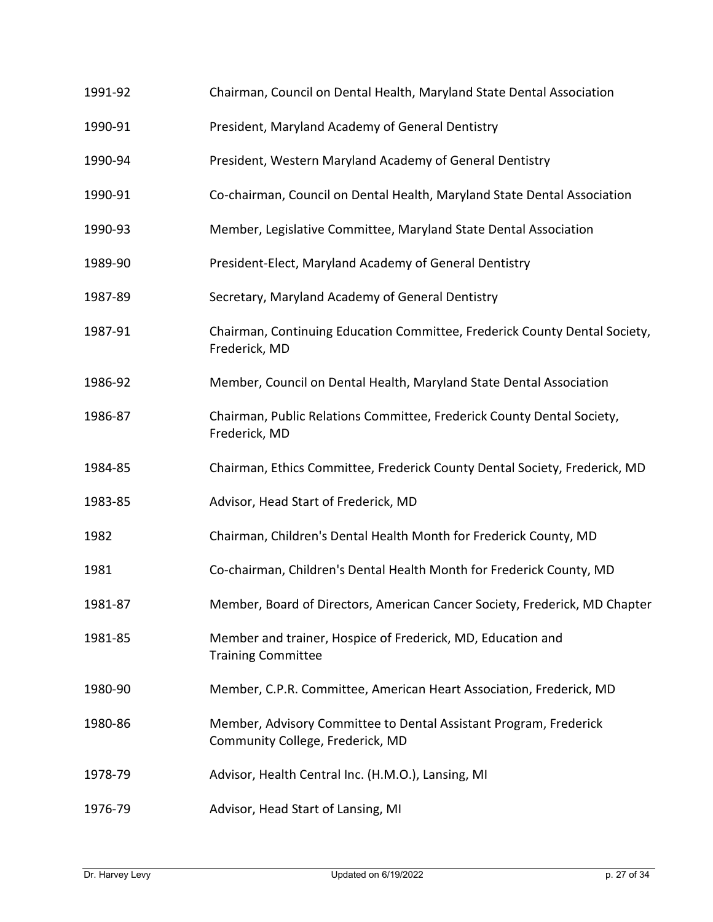| | |
|---|---|
| 1991-92 | Chairman, Council on Dental Health, Maryland State Dental Association |
| 1990-91 | President, Maryland Academy of General Dentistry |
| 1990-94 | President, Western Maryland Academy of General Dentistry |
| 1990-91 | Co-chairman, Council on Dental Health, Maryland State Dental Association |
| 1990-93 | Member, Legislative Committee, Maryland State Dental Association |
| 1989-90 | President-Elect, Maryland Academy of General Dentistry |
| 1987-89 | Secretary, Maryland Academy of General Dentistry |
| 1987-91 | Chairman, Continuing Education Committee, Frederick County Dental Society, Frederick, MD |
| 1986-92 | Member, Council on Dental Health, Maryland State Dental Association |
| 1986-87 | Chairman, Public Relations Committee, Frederick County Dental Society, Frederick, MD |
| 1984-85 | Chairman, Ethics Committee, Frederick County Dental Society, Frederick, MD |
| 1983-85 | Advisor, Head Start of Frederick, MD |
| 1982 | Chairman, Children's Dental Health Month for Frederick County, MD |
| 1981 | Co-chairman, Children's Dental Health Month for Frederick County, MD |
| 1981-87 | Member, Board of Directors, American Cancer Society, Frederick, MD Chapter |
| 1981-85 | Member and trainer, Hospice of Frederick, MD, Education and Training Committee |
| 1980-90 | Member, C.P.R. Committee, American Heart Association, Frederick, MD |
| 1980-86 | Member, Advisory Committee to Dental Assistant Program, Frederick Community College, Frederick, MD |
| 1978-79 | Advisor, Health Central Inc. (H.M.O.), Lansing, MI |
| 1976-79 | Advisor, Head Start of Lansing, MI |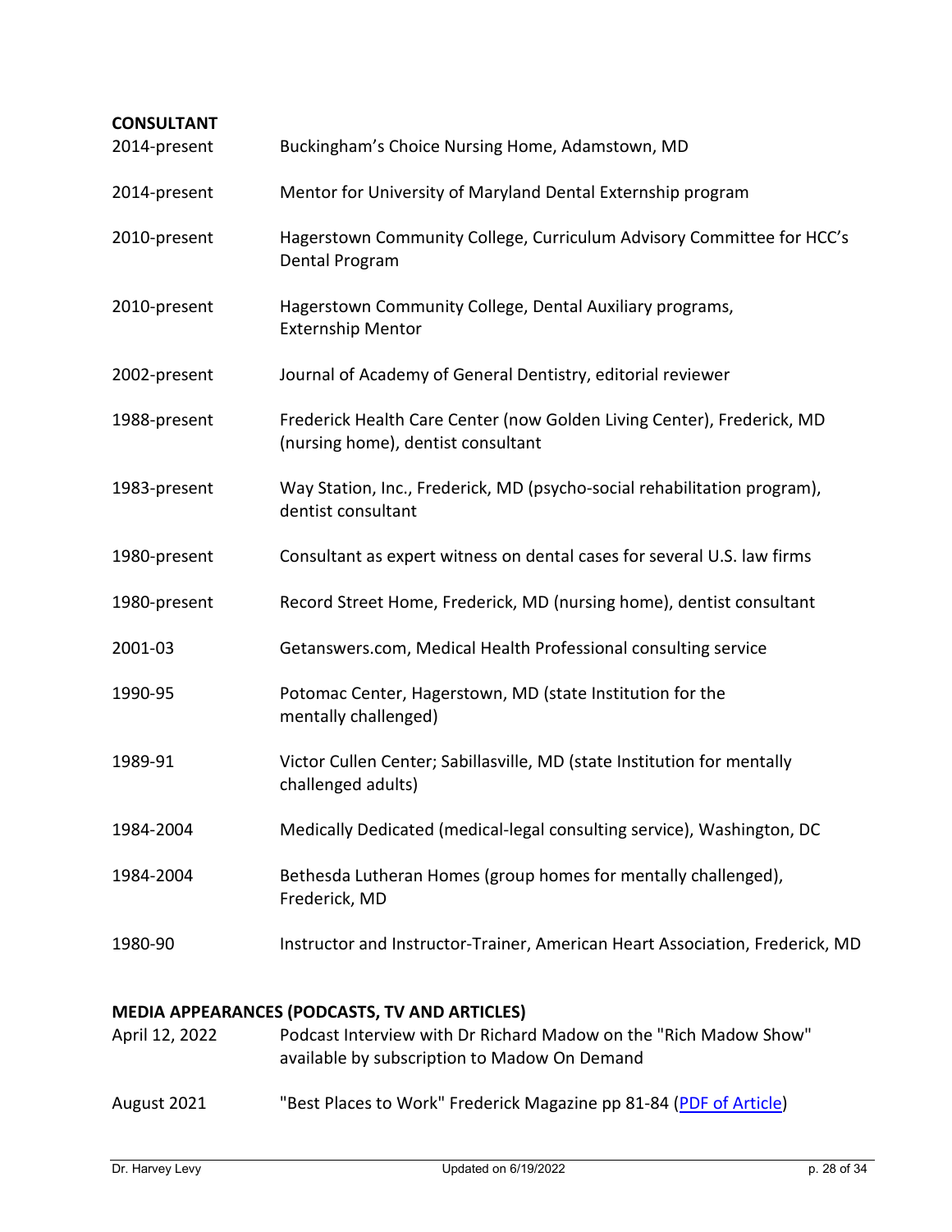**CONSULTANT**

| | |
|---|---|
| 2014-present | Buckingham's Choice Nursing Home, Adamstown, MD |
| 2014-present | Mentor for University of Maryland Dental Externship program |
| 2010-present | Hagerstown Community College, Curriculum Advisory Committee for HCC's Dental Program |
| 2010-present | Hagerstown Community College, Dental Auxiliary programs, Externship Mentor |
| 2002-present | Journal of Academy of General Dentistry, editorial reviewer |
| 1988-present | Frederick Health Care Center (now Golden Living Center), Frederick, MD (nursing home), dentist consultant |
| 1983-present | Way Station, Inc., Frederick, MD (psycho-social rehabilitation program), dentist consultant |
| 1980-present | Consultant as expert witness on dental cases for several U.S. law firms |
| 1980-present | Record Street Home, Frederick, MD (nursing home), dentist consultant |
| 2001-03 | Getanswers.com, Medical Health Professional consulting service |
| 1990-95 | Potomac Center, Hagerstown, MD (state Institution for the mentally challenged) |
| 1989-91 | Victor Cullen Center; Sabillasville, MD (state Institution for mentally challenged adults) |
| 1984-2004 | Medically Dedicated (medical-legal consulting service), Washington, DC |
| 1984-2004 | Bethesda Lutheran Homes (group homes for mentally challenged), Frederick, MD |
| 1980-90 | Instructor and Instructor-Trainer, American Heart Association, Frederick, MD |

**MEDIA APPEARANCES (PODCASTS, TV AND ARTICLES)**

| | |
|---|---|
| April 12, 2022 | Podcast Interview with Dr Richard Madow on the "Rich Madow Show" available by subscription to Madow On Demand |
| August 2021 | "Best Places to Work" Frederick Magazine pp 81-84 (PDF of Article) |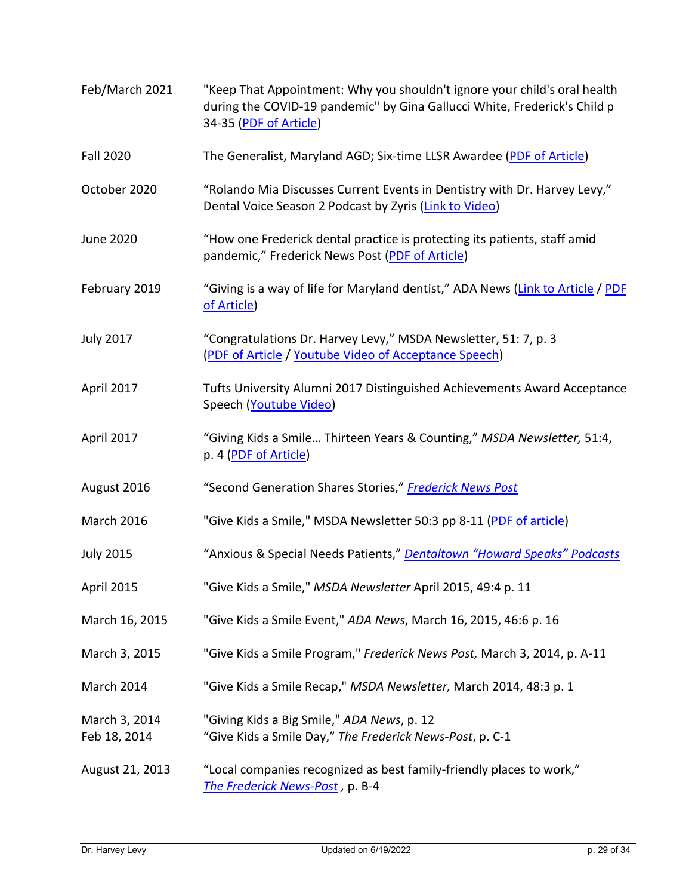| | |
|---|---|
| Feb/March 2021 | "Keep That Appointment: Why you shouldn't ignore your child's oral health during the COVID-19 pandemic" by Gina Gallucci White, Frederick's Child p 34-35 (PDF of Article) |
| Fall 2020 | The Generalist, Maryland AGD; Six-time LLSR Awardee (PDF of Article) |
| October 2020 | "Rolando Mia Discusses Current Events in Dentistry with Dr. Harvey Levy," Dental Voice Season 2 Podcast by Zyris (Link to Video) |
| June 2020 | "How one Frederick dental practice is protecting its patients, staff amid pandemic," Frederick News Post (PDF of Article) |
| February 2019 | "Giving is a way of life for Maryland dentist," ADA News (Link to Article / PDF of Article) |
| July 2017 | "Congratulations Dr. Harvey Levy," MSDA Newsletter, 51: 7, p. 3 (PDF of Article / Youtube Video of Acceptance Speech) |
| April 2017 | Tufts University Alumni 2017 Distinguished Achievements Award Acceptance Speech (Youtube Video) |
| April 2017 | "Giving Kids a Smile… Thirteen Years & Counting," *MSDA Newsletter,* 51:4, p. 4 (PDF of Article) |
| August 2016 | "Second Generation Shares Stories," *Frederick News Post* |
| March 2016 | "Give Kids a Smile," MSDA Newsletter 50:3 pp 8-11 (PDF of article) |
| July 2015 | "Anxious & Special Needs Patients," *Dentaltown "Howard Speaks" Podcasts* |
| April 2015 | "Give Kids a Smile," *MSDA Newsletter* April 2015, 49:4 p. 11 |
| March 16, 2015 | "Give Kids a Smile Event," *ADA News*, March 16, 2015, 46:6 p. 16 |
| March 3, 2015 | "Give Kids a Smile Program," *Frederick News Post,* March 3, 2014, p. A-11 |
| March 2014 | "Give Kids a Smile Recap," *MSDA Newsletter,* March 2014, 48:3 p. 1 |
| March 3, 2014<br>Feb 18, 2014 | "Giving Kids a Big Smile," *ADA News*, p. 12<br>"Give Kids a Smile Day," *The Frederick News-Post*, p. C-1 |
| August 21, 2013 | "Local companies recognized as best family-friendly places to work," *The Frederick News-Post* , p. B-4 |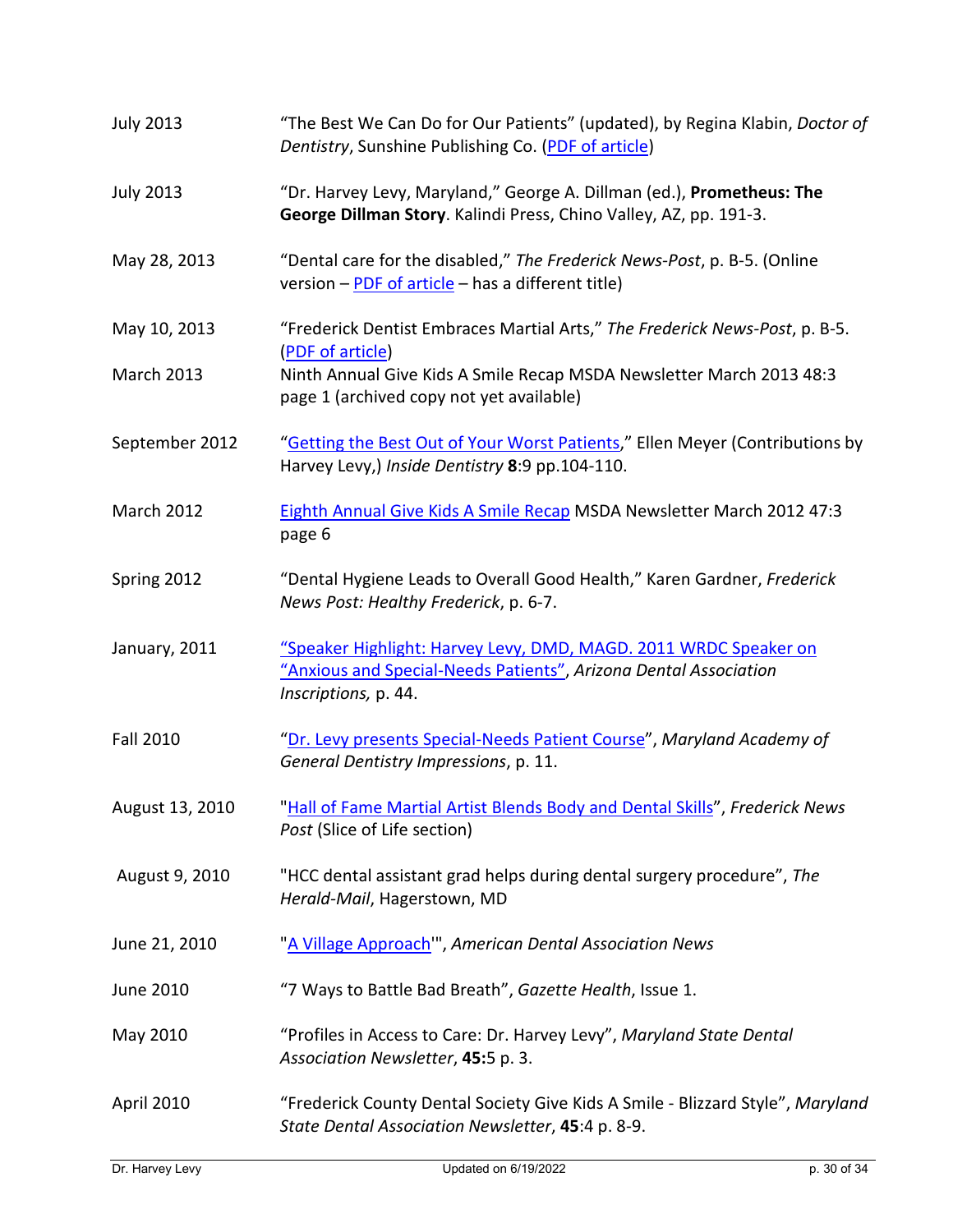| | |
|---|---|
| July 2013 | "The Best We Can Do for Our Patients" (updated), by Regina Klabin, *Doctor of Dentistry*, Sunshine Publishing Co. (PDF of article) |
| July 2013 | "Dr. Harvey Levy, Maryland," George A. Dillman (ed.), **Prometheus: The George Dillman Story**. Kalindi Press, Chino Valley, AZ, pp. 191-3. |
| May 28, 2013 | "Dental care for the disabled," *The Frederick News-Post*, p. B-5. (Online version – PDF of article – has a different title) |
| May 10, 2013 | "Frederick Dentist Embraces Martial Arts," *The Frederick News-Post*, p. B-5. (PDF of article) |
| March 2013 | Ninth Annual Give Kids A Smile Recap MSDA Newsletter March 2013 48:3 page 1 (archived copy not yet available) |
| September 2012 | "Getting the Best Out of Your Worst Patients," Ellen Meyer (Contributions by Harvey Levy,) *Inside Dentistry* **8**:9 pp.104-110. |
| March 2012 | Eighth Annual Give Kids A Smile Recap MSDA Newsletter March 2012 47:3 page 6 |
| Spring 2012 | "Dental Hygiene Leads to Overall Good Health," Karen Gardner, *Frederick News Post: Healthy Frederick*, p. 6-7. |
| January, 2011 | "Speaker Highlight: Harvey Levy, DMD, MAGD. 2011 WRDC Speaker on "Anxious and Special-Needs Patients", *Arizona Dental Association Inscriptions,* p. 44. |
| Fall 2010 | "Dr. Levy presents Special-Needs Patient Course", *Maryland Academy of General Dentistry Impressions*, p. 11. |
| August 13, 2010 | "Hall of Fame Martial Artist Blends Body and Dental Skills", *Frederick News Post* (Slice of Life section) |
| August 9, 2010 | "HCC dental assistant grad helps during dental surgery procedure", *The Herald-Mail*, Hagerstown, MD |
| June 21, 2010 | "A Village Approach'", *American Dental Association News* |
| June 2010 | "7 Ways to Battle Bad Breath", *Gazette Health*, Issue 1. |
| May 2010 | "Profiles in Access to Care: Dr. Harvey Levy", *Maryland State Dental Association Newsletter*, **45:**5 p. 3. |
| April 2010 | "Frederick County Dental Society Give Kids A Smile - Blizzard Style", *Maryland State Dental Association Newsletter*, **45**:4 p. 8-9. |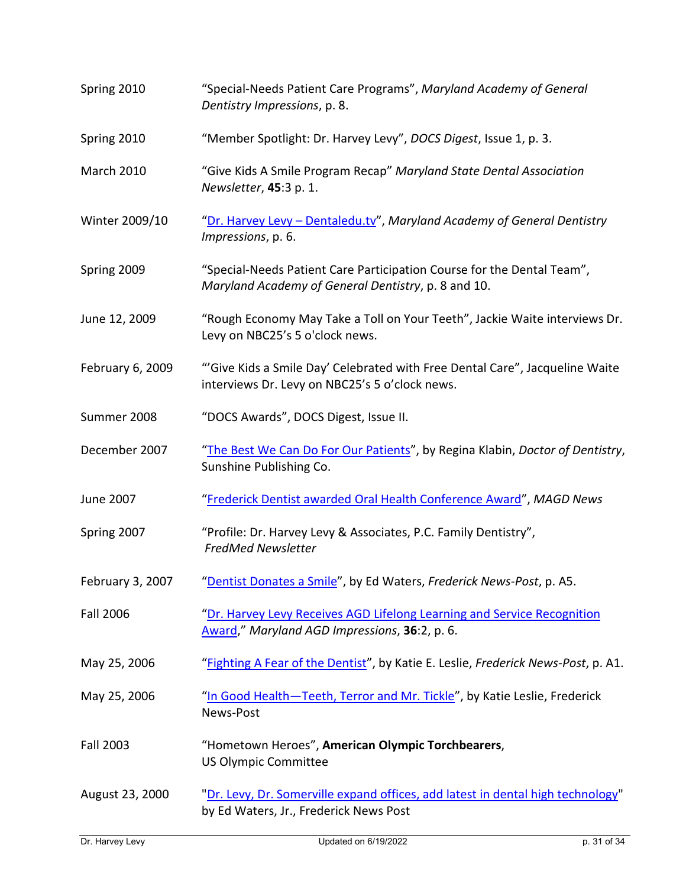| | |
|---|---|
| Spring 2010 | "Special-Needs Patient Care Programs", *Maryland Academy of General Dentistry Impressions*, p. 8. |
| Spring 2010 | "Member Spotlight: Dr. Harvey Levy", *DOCS Digest*, Issue 1, p. 3. |
| March 2010 | "Give Kids A Smile Program Recap" *Maryland State Dental Association Newsletter*, **45**:3 p. 1. |
| Winter 2009/10 | "Dr. Harvey Levy – Dentaledu.tv", *Maryland Academy of General Dentistry Impressions*, p. 6. |
| Spring 2009 | "Special-Needs Patient Care Participation Course for the Dental Team", *Maryland Academy of General Dentistry*, p. 8 and 10. |
| June 12, 2009 | "Rough Economy May Take a Toll on Your Teeth", Jackie Waite interviews Dr. Levy on NBC25's 5 o'clock news. |
| February 6, 2009 | "'Give Kids a Smile Day' Celebrated with Free Dental Care", Jacqueline Waite interviews Dr. Levy on NBC25's 5 o'clock news. |
| Summer 2008 | "DOCS Awards", DOCS Digest, Issue II. |
| December 2007 | "The Best We Can Do For Our Patients", by Regina Klabin, *Doctor of Dentistry*, Sunshine Publishing Co. |
| June 2007 | "Frederick Dentist awarded Oral Health Conference Award", *MAGD News* |
| Spring 2007 | "Profile: Dr. Harvey Levy & Associates, P.C. Family Dentistry", *FredMed Newsletter* |
| February 3, 2007 | "Dentist Donates a Smile", by Ed Waters, *Frederick News-Post*, p. A5. |
| Fall 2006 | "Dr. Harvey Levy Receives AGD Lifelong Learning and Service Recognition Award," *Maryland AGD Impressions*, **36**:2, p. 6. |
| May 25, 2006 | "Fighting A Fear of the Dentist", by Katie E. Leslie, *Frederick News-Post*, p. A1. |
| May 25, 2006 | "In Good Health—Teeth, Terror and Mr. Tickle", by Katie Leslie, Frederick News-Post |
| Fall 2003 | "Hometown Heroes", **American Olympic Torchbearers**, US Olympic Committee |
| August 23, 2000 | "Dr. Levy, Dr. Somerville expand offices, add latest in dental high technology" by Ed Waters, Jr., Frederick News Post |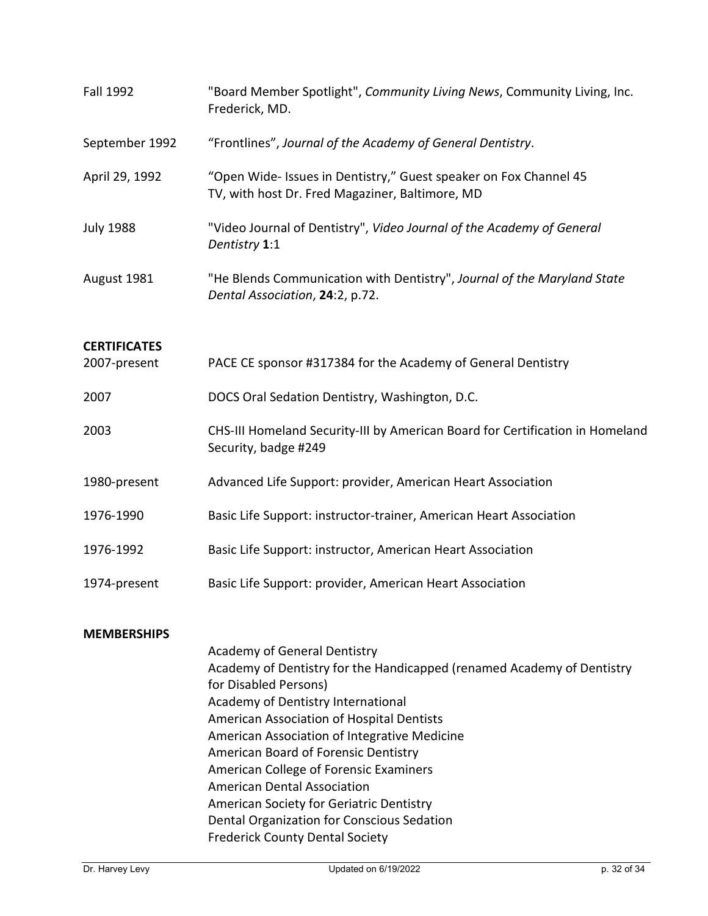| | |
|---|---|
| Fall 1992 | "Board Member Spotlight", *Community Living News*, Community Living, Inc. Frederick, MD. |
| September 1992 | “Frontlines”, *Journal of the Academy of General Dentistry*. |
| April 29, 1992 | “Open Wide- Issues in Dentistry,” Guest speaker on Fox Channel 45 TV, with host Dr. Fred Magaziner, Baltimore, MD |
| July 1988 | "Video Journal of Dentistry", *Video Journal of the Academy of General Dentistry* **1**:1 |
| August 1981 | "He Blends Communication with Dentistry", *Journal of the Maryland State Dental Association*, **24**:2, p.72. |

**CERTIFICATES**

| | |
|---|---|
| 2007-present | PACE CE sponsor #317384 for the Academy of General Dentistry |
| 2007 | DOCS Oral Sedation Dentistry, Washington, D.C. |
| 2003 | CHS-III Homeland Security-III by American Board for Certification in Homeland Security, badge #249 |
| 1980-present | Advanced Life Support: provider, American Heart Association |
| 1976-1990 | Basic Life Support: instructor-trainer, American Heart Association |
| 1976-1992 | Basic Life Support: instructor, American Heart Association |
| 1974-present | Basic Life Support: provider, American Heart Association |

**MEMBERSHIPS**

Academy of General Dentistry
Academy of Dentistry for the Handicapped (renamed Academy of Dentistry for Disabled Persons)
Academy of Dentistry International
American Association of Hospital Dentists
American Association of Integrative Medicine
American Board of Forensic Dentistry
American College of Forensic Examiners
American Dental Association
American Society for Geriatric Dentistry
Dental Organization for Conscious Sedation
Frederick County Dental Society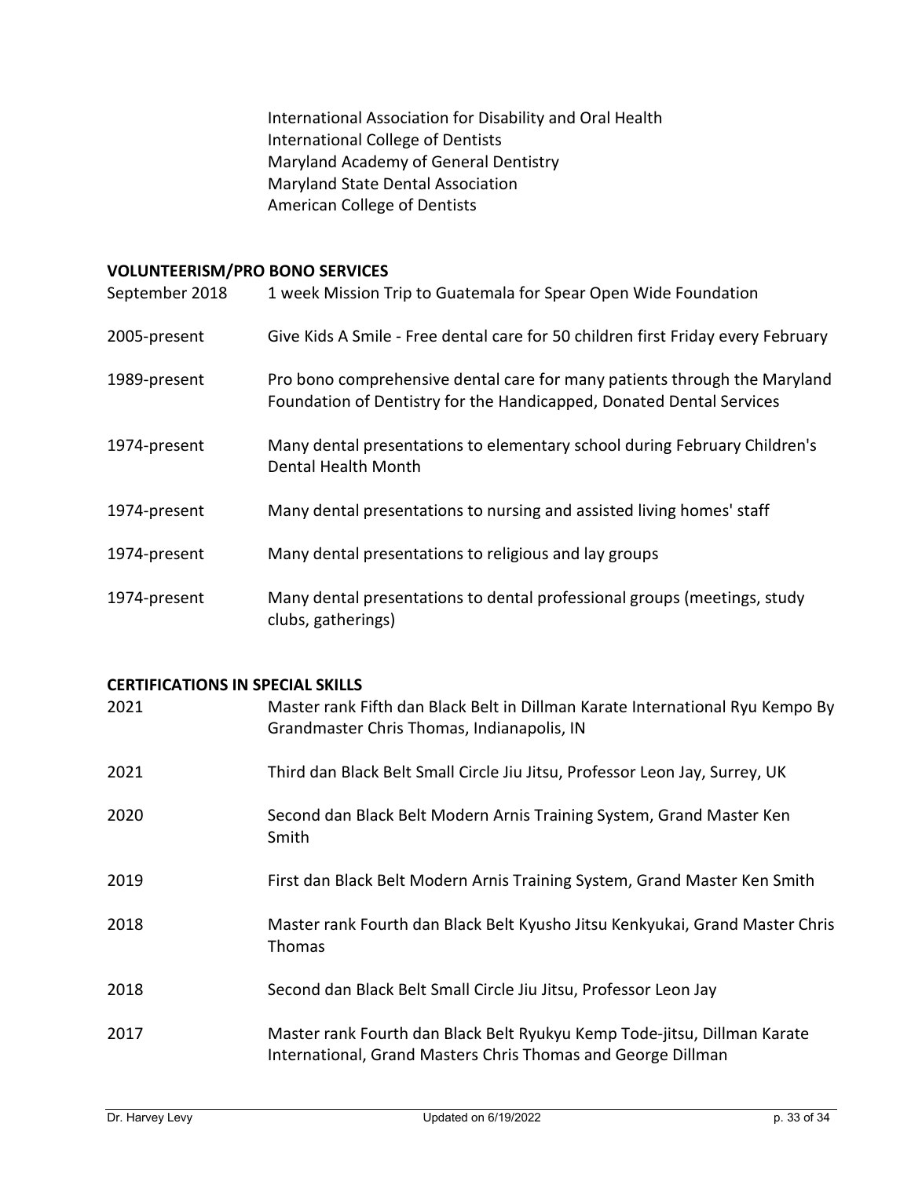International Association for Disability and Oral Health
International College of Dentists
Maryland Academy of General Dentistry
Maryland State Dental Association
American College of Dentists

**VOLUNTEERISM/PRO BONO SERVICES**

| | |
|---|---|
| September 2018 | 1 week Mission Trip to Guatemala for Spear Open Wide Foundation |
| 2005-present | Give Kids A Smile - Free dental care for 50 children first Friday every February |
| 1989-present | Pro bono comprehensive dental care for many patients through the Maryland Foundation of Dentistry for the Handicapped, Donated Dental Services |
| 1974-present | Many dental presentations to elementary school during February Children's Dental Health Month |
| 1974-present | Many dental presentations to nursing and assisted living homes' staff |
| 1974-present | Many dental presentations to religious and lay groups |
| 1974-present | Many dental presentations to dental professional groups (meetings, study clubs, gatherings) |

**CERTIFICATIONS IN SPECIAL SKILLS**

| | |
|---|---|
| 2021 | Master rank Fifth dan Black Belt in Dillman Karate International Ryu Kempo By Grandmaster Chris Thomas, Indianapolis, IN |
| 2021 | Third dan Black Belt Small Circle Jiu Jitsu, Professor Leon Jay, Surrey, UK |
| 2020 | Second dan Black Belt Modern Arnis Training System, Grand Master Ken Smith |
| 2019 | First dan Black Belt Modern Arnis Training System, Grand Master Ken Smith |
| 2018 | Master rank Fourth dan Black Belt Kyusho Jitsu Kenkyukai, Grand Master Chris Thomas |
| 2018 | Second dan Black Belt Small Circle Jiu Jitsu, Professor Leon Jay |
| 2017 | Master rank Fourth dan Black Belt Ryukyu Kemp Tode-jitsu, Dillman Karate International, Grand Masters Chris Thomas and George Dillman |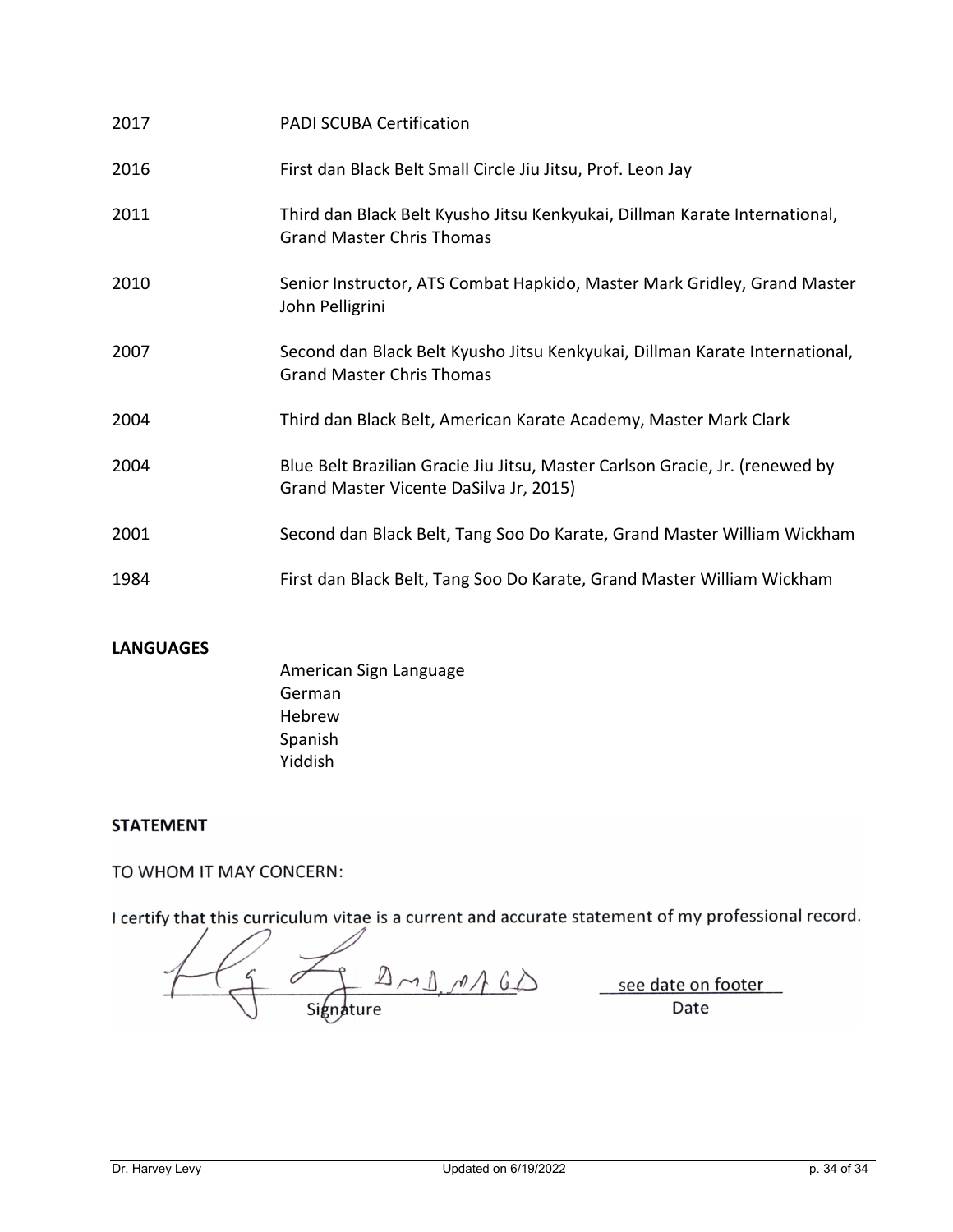| | |
|---|---|
| 2017 | PADI SCUBA Certification |
| 2016 | First dan Black Belt Small Circle Jiu Jitsu, Prof. Leon Jay |
| 2011 | Third dan Black Belt Kyusho Jitsu Kenkyukai, Dillman Karate International, Grand Master Chris Thomas |
| 2010 | Senior Instructor, ATS Combat Hapkido, Master Mark Gridley, Grand Master John Pelligrini |
| 2007 | Second dan Black Belt Kyusho Jitsu Kenkyukai, Dillman Karate International, Grand Master Chris Thomas |
| 2004 | Third dan Black Belt, American Karate Academy, Master Mark Clark |
| 2004 | Blue Belt Brazilian Gracie Jiu Jitsu, Master Carlson Gracie, Jr. (renewed by Grand Master Vicente DaSilva Jr, 2015) |
| 2001 | Second dan Black Belt, Tang Soo Do Karate, Grand Master William Wickham |
| 1984 | First dan Black Belt, Tang Soo Do Karate, Grand Master William Wickham |

**LANGUAGES**

American Sign Language
German
Hebrew
Spanish
Yiddish

**STATEMENT**

TO WHOM IT MAY CONCERN:

I certify that this curriculum vitae is a current and accurate statement of my professional record.

DMD, MAGD
Signature

see date on footer
Date